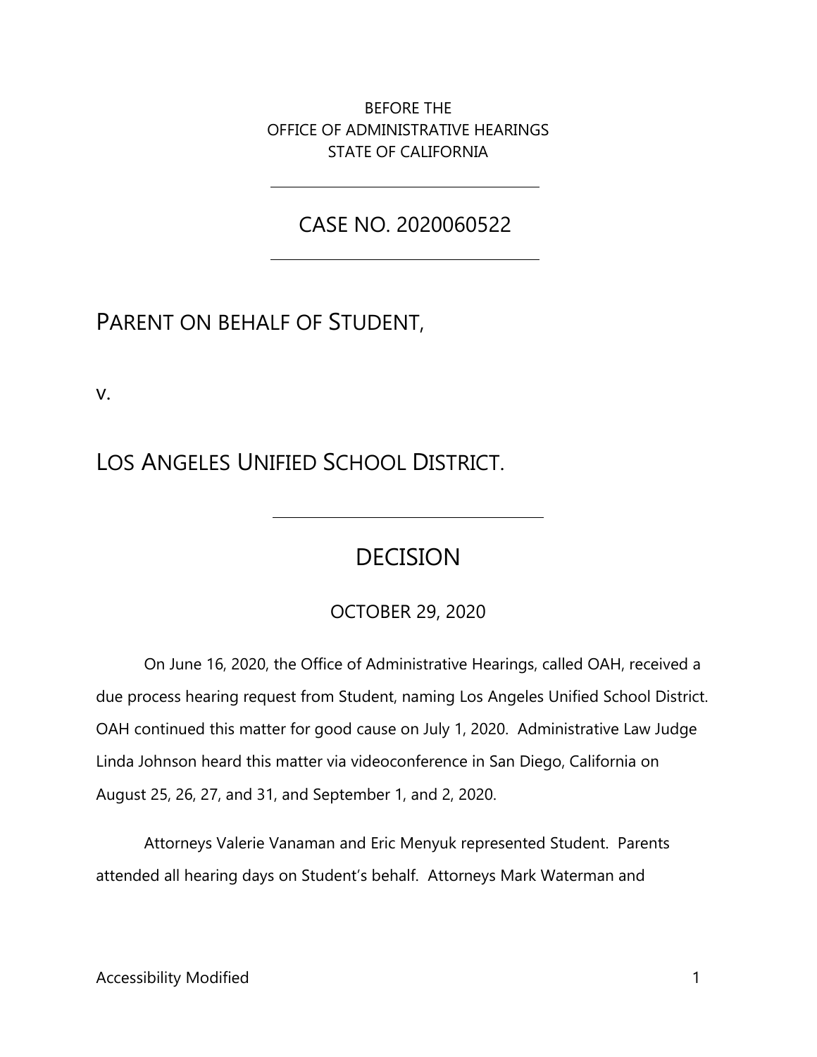BEFORE THE
OFFICE OF ADMINISTRATIVE HEARINGS
STATE OF CALIFORNIA

---

CASE NO. 2020060522

---

PARENT ON BEHALF OF STUDENT,

v.

LOS ANGELES UNIFIED SCHOOL DISTRICT.

---

# DECISION

OCTOBER 29, 2020

On June 16, 2020, the Office of Administrative Hearings, called OAH, received a due process hearing request from Student, naming Los Angeles Unified School District. OAH continued this matter for good cause on July 1, 2020. Administrative Law Judge Linda Johnson heard this matter via videoconference in San Diego, California on August 25, 26, 27, and 31, and September 1, and 2, 2020.

Attorneys Valerie Vanaman and Eric Menyuk represented Student. Parents attended all hearing days on Student's behalf. Attorneys Mark Waterman and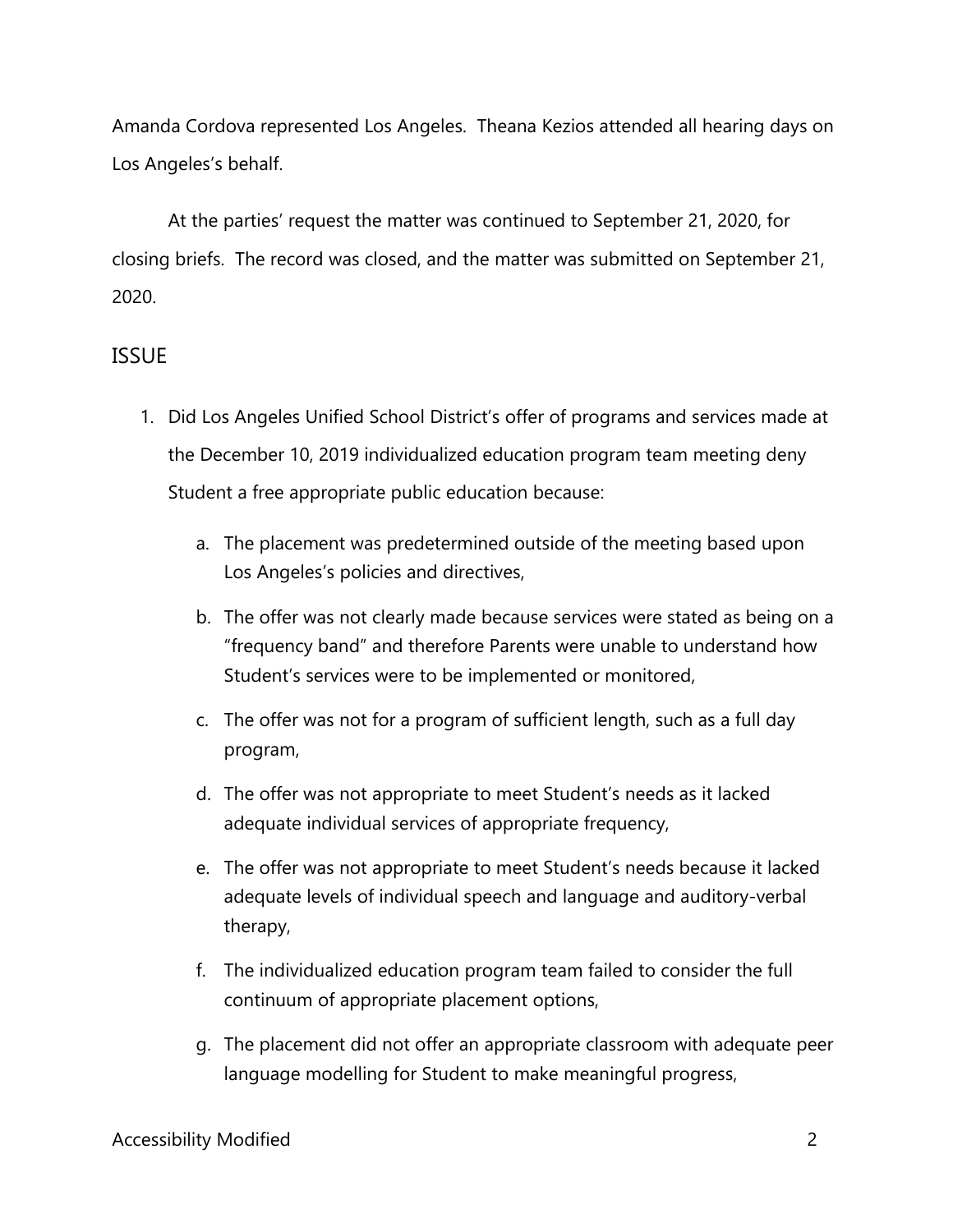Amanda Cordova represented Los Angeles. Theana Kezios attended all hearing days on Los Angeles's behalf.

At the parties' request the matter was continued to September 21, 2020, for closing briefs. The record was closed, and the matter was submitted on September 21, 2020.

## ISSUE

1. Did Los Angeles Unified School District's offer of programs and services made at the December 10, 2019 individualized education program team meeting deny Student a free appropriate public education because:

   a. The placement was predetermined outside of the meeting based upon Los Angeles's policies and directives,

   b. The offer was not clearly made because services were stated as being on a "frequency band" and therefore Parents were unable to understand how Student's services were to be implemented or monitored,

   c. The offer was not for a program of sufficient length, such as a full day program,

   d. The offer was not appropriate to meet Student's needs as it lacked adequate individual services of appropriate frequency,

   e. The offer was not appropriate to meet Student's needs because it lacked adequate levels of individual speech and language and auditory-verbal therapy,

   f. The individualized education program team failed to consider the full continuum of appropriate placement options,

   g. The placement did not offer an appropriate classroom with adequate peer language modelling for Student to make meaningful progress,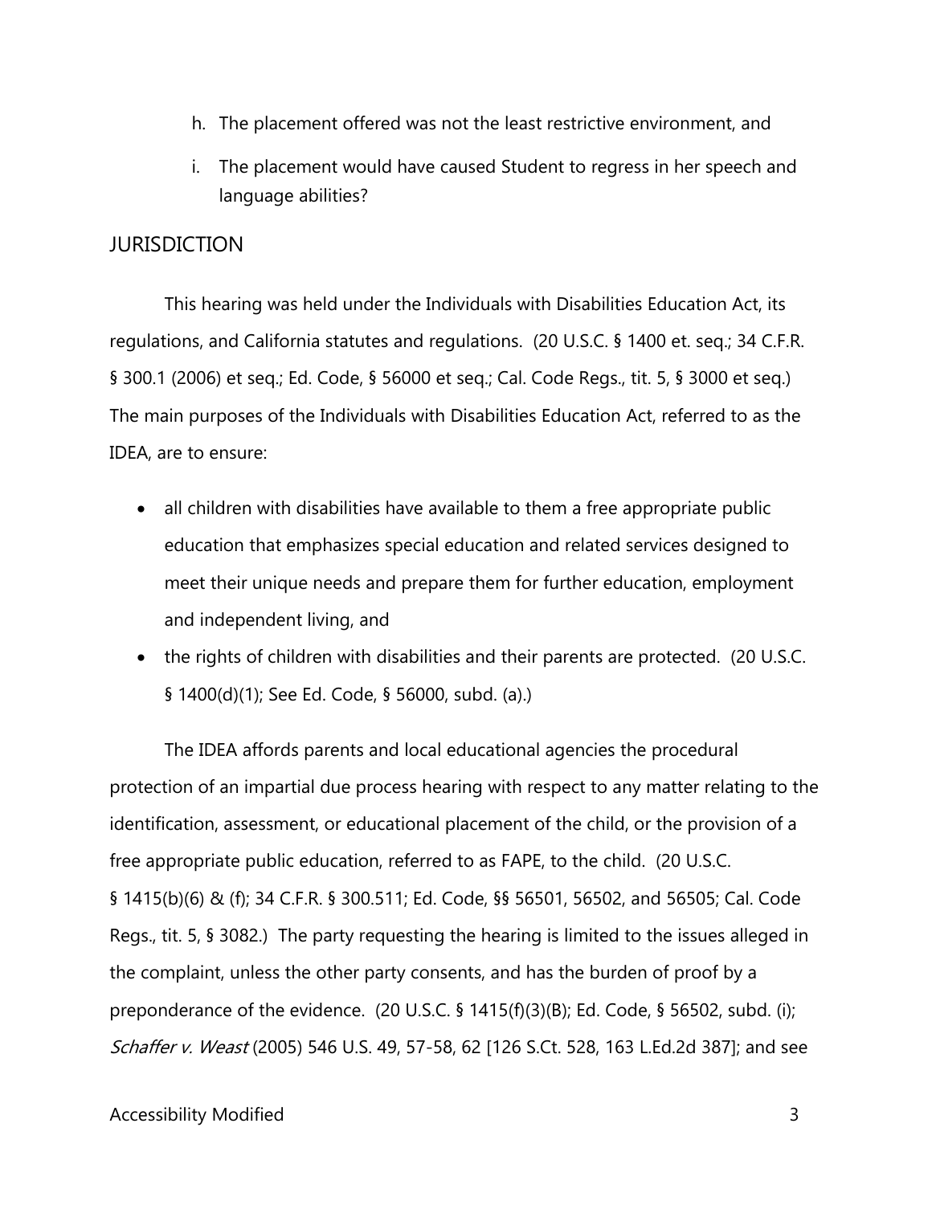h. The placement offered was not the least restrictive environment, and

i. The placement would have caused Student to regress in her speech and language abilities?

## JURISDICTION

This hearing was held under the Individuals with Disabilities Education Act, its regulations, and California statutes and regulations. (20 U.S.C. § 1400 et. seq.; 34 C.F.R. § 300.1 (2006) et seq.; Ed. Code, § 56000 et seq.; Cal. Code Regs., tit. 5, § 3000 et seq.) The main purposes of the Individuals with Disabilities Education Act, referred to as the IDEA, are to ensure:

- all children with disabilities have available to them a free appropriate public education that emphasizes special education and related services designed to meet their unique needs and prepare them for further education, employment and independent living, and
- the rights of children with disabilities and their parents are protected. (20 U.S.C. § 1400(d)(1); See Ed. Code, § 56000, subd. (a).)

The IDEA affords parents and local educational agencies the procedural protection of an impartial due process hearing with respect to any matter relating to the identification, assessment, or educational placement of the child, or the provision of a free appropriate public education, referred to as FAPE, to the child. (20 U.S.C. § 1415(b)(6) & (f); 34 C.F.R. § 300.511; Ed. Code, §§ 56501, 56502, and 56505; Cal. Code Regs., tit. 5, § 3082.) The party requesting the hearing is limited to the issues alleged in the complaint, unless the other party consents, and has the burden of proof by a preponderance of the evidence. (20 U.S.C. § 1415(f)(3)(B); Ed. Code, § 56502, subd. (i); *Schaffer v. Weast* (2005) 546 U.S. 49, 57-58, 62 [126 S.Ct. 528, 163 L.Ed.2d 387]; and see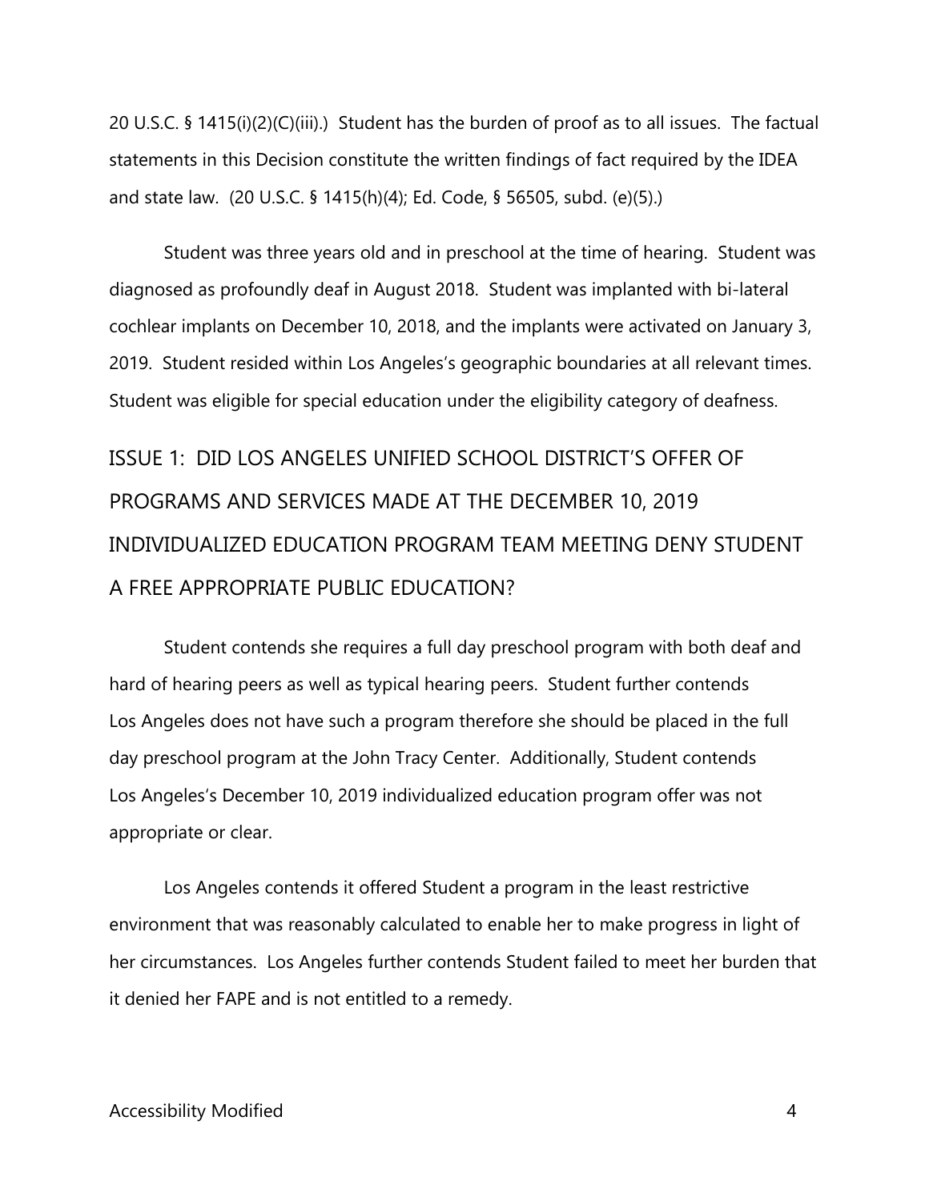20 U.S.C. § 1415(i)(2)(C)(iii).) Student has the burden of proof as to all issues. The factual statements in this Decision constitute the written findings of fact required by the IDEA and state law. (20 U.S.C. § 1415(h)(4); Ed. Code, § 56505, subd. (e)(5).)

Student was three years old and in preschool at the time of hearing. Student was diagnosed as profoundly deaf in August 2018. Student was implanted with bi-lateral cochlear implants on December 10, 2018, and the implants were activated on January 3, 2019. Student resided within Los Angeles's geographic boundaries at all relevant times. Student was eligible for special education under the eligibility category of deafness.

## ISSUE 1: DID LOS ANGELES UNIFIED SCHOOL DISTRICT'S OFFER OF PROGRAMS AND SERVICES MADE AT THE DECEMBER 10, 2019 INDIVIDUALIZED EDUCATION PROGRAM TEAM MEETING DENY STUDENT A FREE APPROPRIATE PUBLIC EDUCATION?

Student contends she requires a full day preschool program with both deaf and hard of hearing peers as well as typical hearing peers. Student further contends Los Angeles does not have such a program therefore she should be placed in the full day preschool program at the John Tracy Center. Additionally, Student contends Los Angeles's December 10, 2019 individualized education program offer was not appropriate or clear.

Los Angeles contends it offered Student a program in the least restrictive environment that was reasonably calculated to enable her to make progress in light of her circumstances. Los Angeles further contends Student failed to meet her burden that it denied her FAPE and is not entitled to a remedy.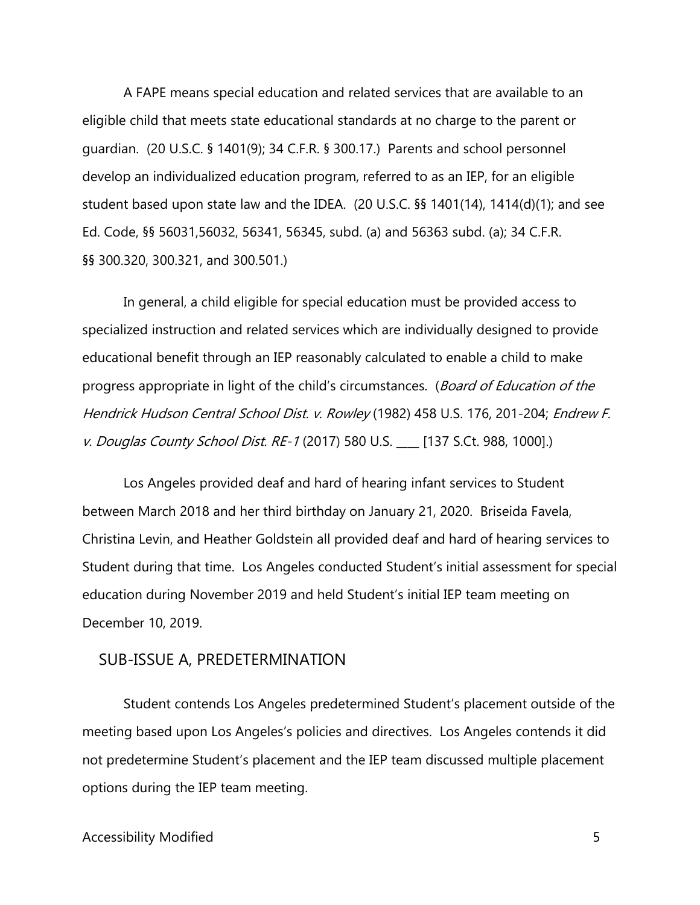A FAPE means special education and related services that are available to an eligible child that meets state educational standards at no charge to the parent or guardian. (20 U.S.C. § 1401(9); 34 C.F.R. § 300.17.) Parents and school personnel develop an individualized education program, referred to as an IEP, for an eligible student based upon state law and the IDEA. (20 U.S.C. §§ 1401(14), 1414(d)(1); and see Ed. Code, §§ 56031,56032, 56341, 56345, subd. (a) and 56363 subd. (a); 34 C.F.R. §§ 300.320, 300.321, and 300.501.)

In general, a child eligible for special education must be provided access to specialized instruction and related services which are individually designed to provide educational benefit through an IEP reasonably calculated to enable a child to make progress appropriate in light of the child's circumstances. (*Board of Education of the Hendrick Hudson Central School Dist. v. Rowley* (1982) 458 U.S. 176, 201-204; *Endrew F. v. Douglas County School Dist. RE-1* (2017) 580 U.S. ____ [137 S.Ct. 988, 1000].)

Los Angeles provided deaf and hard of hearing infant services to Student between March 2018 and her third birthday on January 21, 2020. Briseida Favela, Christina Levin, and Heather Goldstein all provided deaf and hard of hearing services to Student during that time. Los Angeles conducted Student's initial assessment for special education during November 2019 and held Student's initial IEP team meeting on December 10, 2019.

## SUB-ISSUE A, PREDETERMINATION

Student contends Los Angeles predetermined Student's placement outside of the meeting based upon Los Angeles's policies and directives. Los Angeles contends it did not predetermine Student's placement and the IEP team discussed multiple placement options during the IEP team meeting.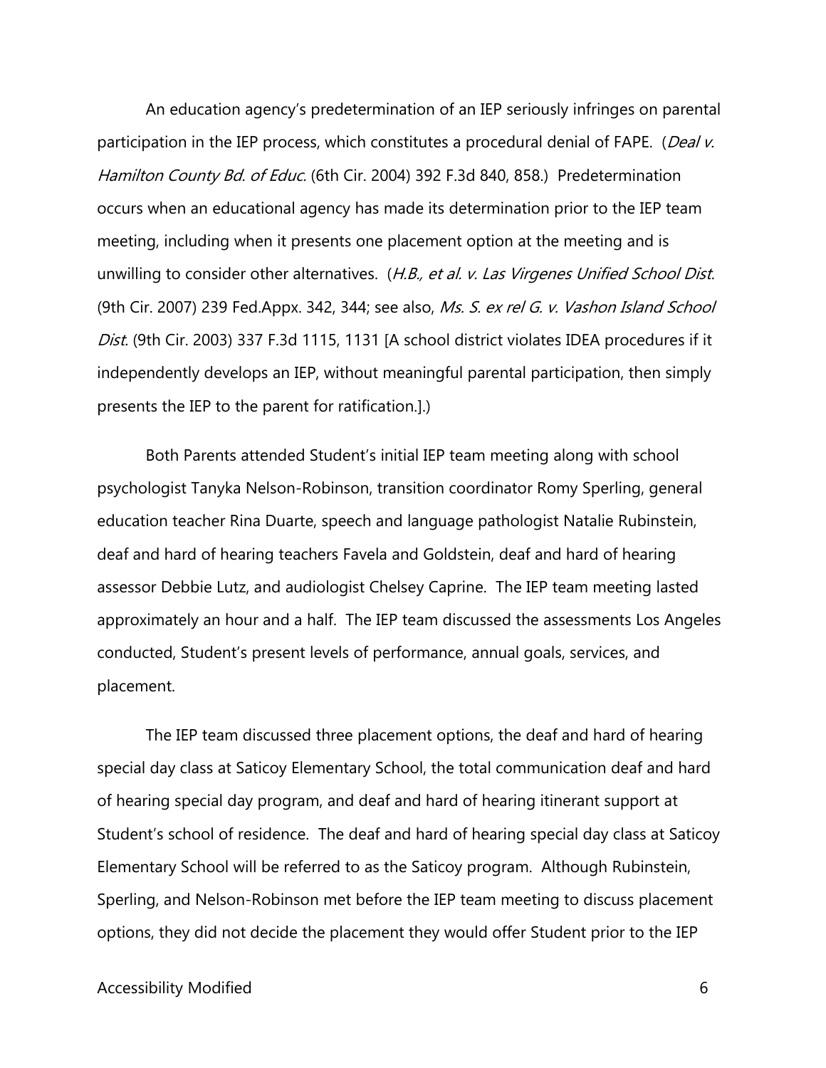An education agency's predetermination of an IEP seriously infringes on parental participation in the IEP process, which constitutes a procedural denial of FAPE. (*Deal v. Hamilton County Bd. of Educ.* (6th Cir. 2004) 392 F.3d 840, 858.) Predetermination occurs when an educational agency has made its determination prior to the IEP team meeting, including when it presents one placement option at the meeting and is unwilling to consider other alternatives. (*H.B., et al. v. Las Virgenes Unified School Dist.* (9th Cir. 2007) 239 Fed.Appx. 342, 344; see also, *Ms. S. ex rel G. v. Vashon Island School Dist.* (9th Cir. 2003) 337 F.3d 1115, 1131 [A school district violates IDEA procedures if it independently develops an IEP, without meaningful parental participation, then simply presents the IEP to the parent for ratification.].)

Both Parents attended Student's initial IEP team meeting along with school psychologist Tanyka Nelson-Robinson, transition coordinator Romy Sperling, general education teacher Rina Duarte, speech and language pathologist Natalie Rubinstein, deaf and hard of hearing teachers Favela and Goldstein, deaf and hard of hearing assessor Debbie Lutz, and audiologist Chelsey Caprine. The IEP team meeting lasted approximately an hour and a half. The IEP team discussed the assessments Los Angeles conducted, Student's present levels of performance, annual goals, services, and placement.

The IEP team discussed three placement options, the deaf and hard of hearing special day class at Saticoy Elementary School, the total communication deaf and hard of hearing special day program, and deaf and hard of hearing itinerant support at Student's school of residence. The deaf and hard of hearing special day class at Saticoy Elementary School will be referred to as the Saticoy program. Although Rubinstein, Sperling, and Nelson-Robinson met before the IEP team meeting to discuss placement options, they did not decide the placement they would offer Student prior to the IEP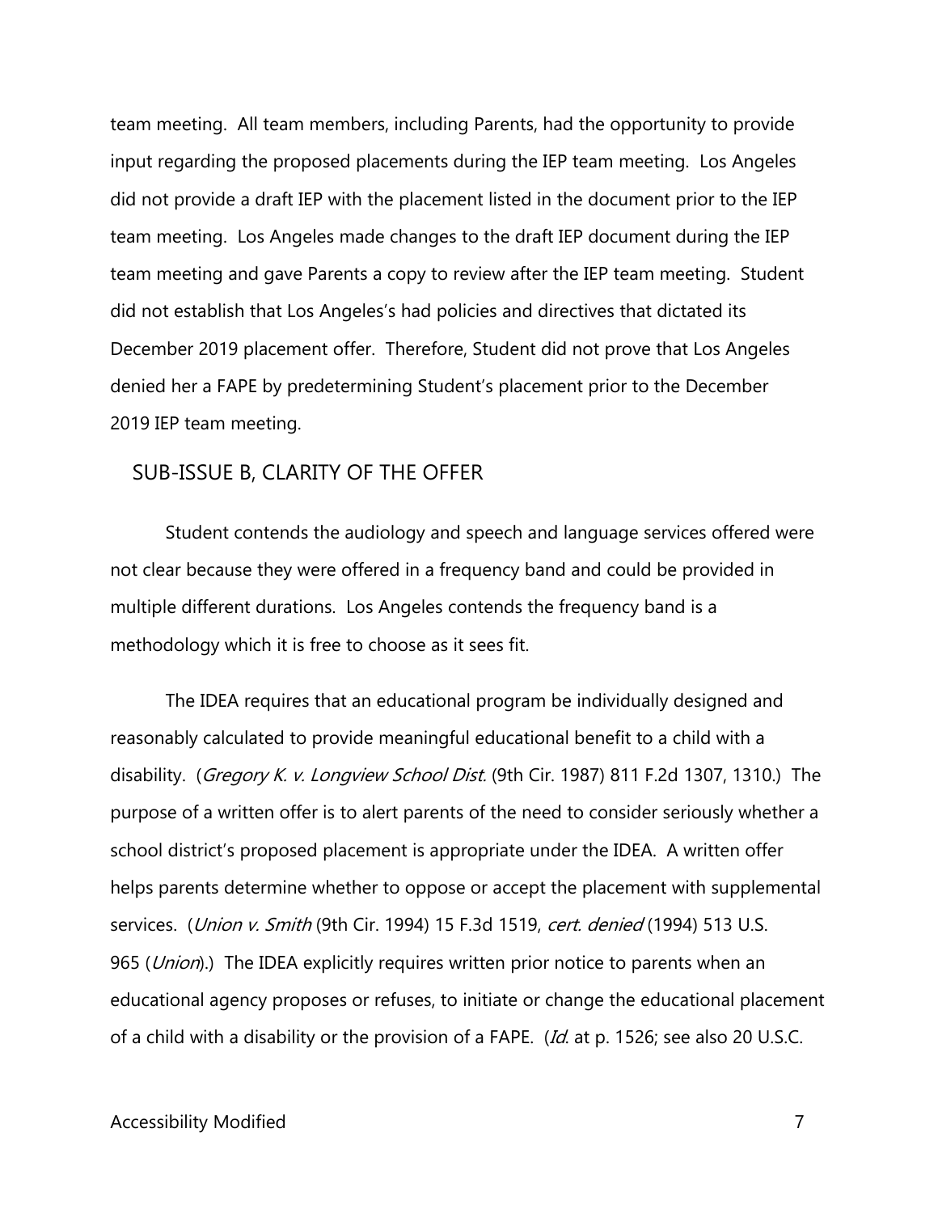team meeting. All team members, including Parents, had the opportunity to provide input regarding the proposed placements during the IEP team meeting. Los Angeles did not provide a draft IEP with the placement listed in the document prior to the IEP team meeting. Los Angeles made changes to the draft IEP document during the IEP team meeting and gave Parents a copy to review after the IEP team meeting. Student did not establish that Los Angeles's had policies and directives that dictated its December 2019 placement offer. Therefore, Student did not prove that Los Angeles denied her a FAPE by predetermining Student's placement prior to the December 2019 IEP team meeting.

## SUB-ISSUE B, CLARITY OF THE OFFER

Student contends the audiology and speech and language services offered were not clear because they were offered in a frequency band and could be provided in multiple different durations. Los Angeles contends the frequency band is a methodology which it is free to choose as it sees fit.

The IDEA requires that an educational program be individually designed and reasonably calculated to provide meaningful educational benefit to a child with a disability. (*Gregory K. v. Longview School Dist.* (9th Cir. 1987) 811 F.2d 1307, 1310.) The purpose of a written offer is to alert parents of the need to consider seriously whether a school district's proposed placement is appropriate under the IDEA. A written offer helps parents determine whether to oppose or accept the placement with supplemental services. (*Union v. Smith* (9th Cir. 1994) 15 F.3d 1519, *cert. denied* (1994) 513 U.S. 965 (*Union*).) The IDEA explicitly requires written prior notice to parents when an educational agency proposes or refuses, to initiate or change the educational placement of a child with a disability or the provision of a FAPE. (*Id.* at p. 1526; see also 20 U.S.C.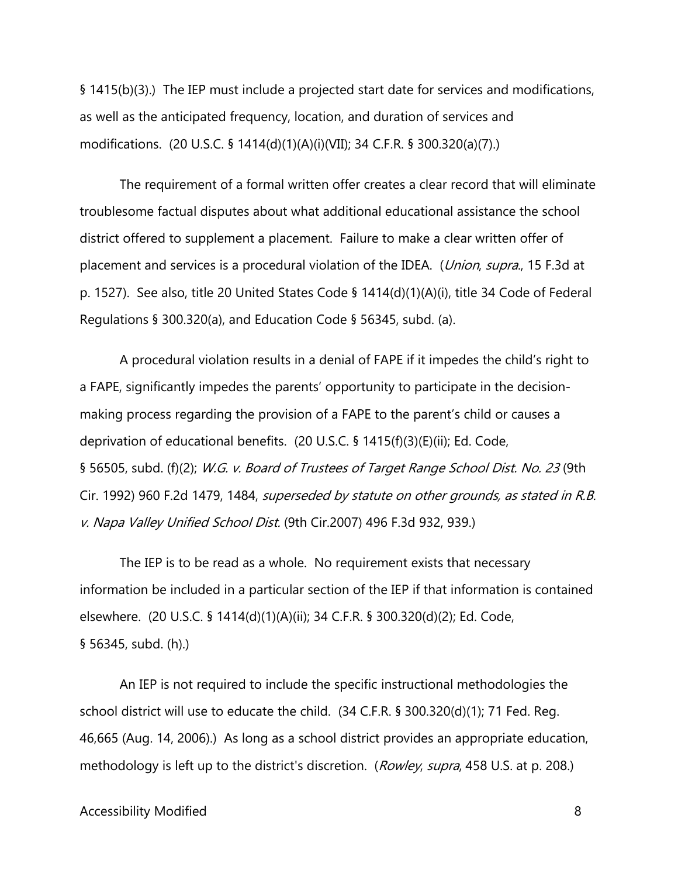§ 1415(b)(3).) The IEP must include a projected start date for services and modifications, as well as the anticipated frequency, location, and duration of services and modifications. (20 U.S.C. § 1414(d)(1)(A)(i)(VII); 34 C.F.R. § 300.320(a)(7).)

The requirement of a formal written offer creates a clear record that will eliminate troublesome factual disputes about what additional educational assistance the school district offered to supplement a placement. Failure to make a clear written offer of placement and services is a procedural violation of the IDEA. (*Union*, *supra*., 15 F.3d at p. 1527). See also, title 20 United States Code § 1414(d)(1)(A)(i), title 34 Code of Federal Regulations § 300.320(a), and Education Code § 56345, subd. (a).

A procedural violation results in a denial of FAPE if it impedes the child's right to a FAPE, significantly impedes the parents' opportunity to participate in the decision-making process regarding the provision of a FAPE to the parent's child or causes a deprivation of educational benefits. (20 U.S.C. § 1415(f)(3)(E)(ii); Ed. Code, § 56505, subd. (f)(2); *W.G. v. Board of Trustees of Target Range School Dist. No. 23* (9th Cir. 1992) 960 F.2d 1479, 1484, *superseded by statute on other grounds, as stated in R.B. v. Napa Valley Unified School Dist.* (9th Cir.2007) 496 F.3d 932, 939.)

The IEP is to be read as a whole. No requirement exists that necessary information be included in a particular section of the IEP if that information is contained elsewhere. (20 U.S.C. § 1414(d)(1)(A)(ii); 34 C.F.R. § 300.320(d)(2); Ed. Code, § 56345, subd. (h).)

An IEP is not required to include the specific instructional methodologies the school district will use to educate the child. (34 C.F.R. § 300.320(d)(1); 71 Fed. Reg. 46,665 (Aug. 14, 2006).) As long as a school district provides an appropriate education, methodology is left up to the district's discretion. (*Rowley*, *supra*, 458 U.S. at p. 208.)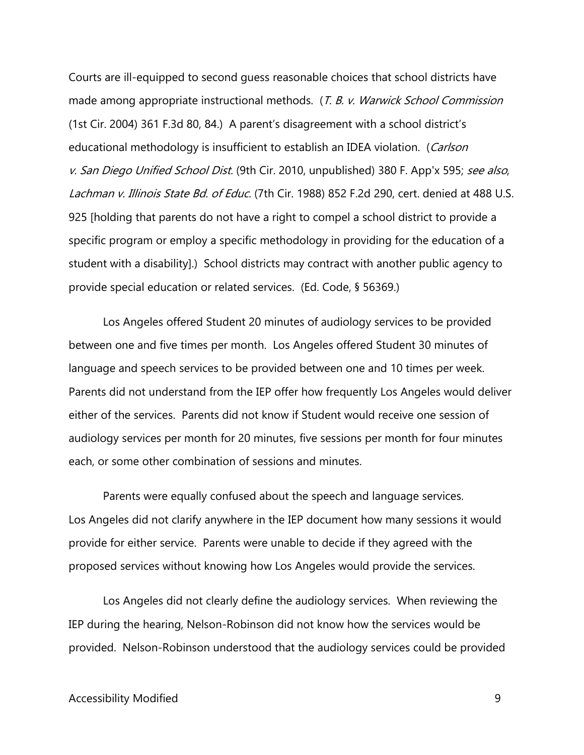Courts are ill-equipped to second guess reasonable choices that school districts have made among appropriate instructional methods. (*T. B. v. Warwick School Commission* (1st Cir. 2004) 361 F.3d 80, 84.) A parent's disagreement with a school district's educational methodology is insufficient to establish an IDEA violation. (*Carlson v. San Diego Unified School Dist.* (9th Cir. 2010, unpublished) 380 F. App'x 595; *see also*, *Lachman v. Illinois State Bd. of Educ.* (7th Cir. 1988) 852 F.2d 290, cert. denied at 488 U.S. 925 [holding that parents do not have a right to compel a school district to provide a specific program or employ a specific methodology in providing for the education of a student with a disability].) School districts may contract with another public agency to provide special education or related services. (Ed. Code, § 56369.)

Los Angeles offered Student 20 minutes of audiology services to be provided between one and five times per month. Los Angeles offered Student 30 minutes of language and speech services to be provided between one and 10 times per week. Parents did not understand from the IEP offer how frequently Los Angeles would deliver either of the services. Parents did not know if Student would receive one session of audiology services per month for 20 minutes, five sessions per month for four minutes each, or some other combination of sessions and minutes.

Parents were equally confused about the speech and language services. Los Angeles did not clarify anywhere in the IEP document how many sessions it would provide for either service. Parents were unable to decide if they agreed with the proposed services without knowing how Los Angeles would provide the services.

Los Angeles did not clearly define the audiology services. When reviewing the IEP during the hearing, Nelson-Robinson did not know how the services would be provided. Nelson-Robinson understood that the audiology services could be provided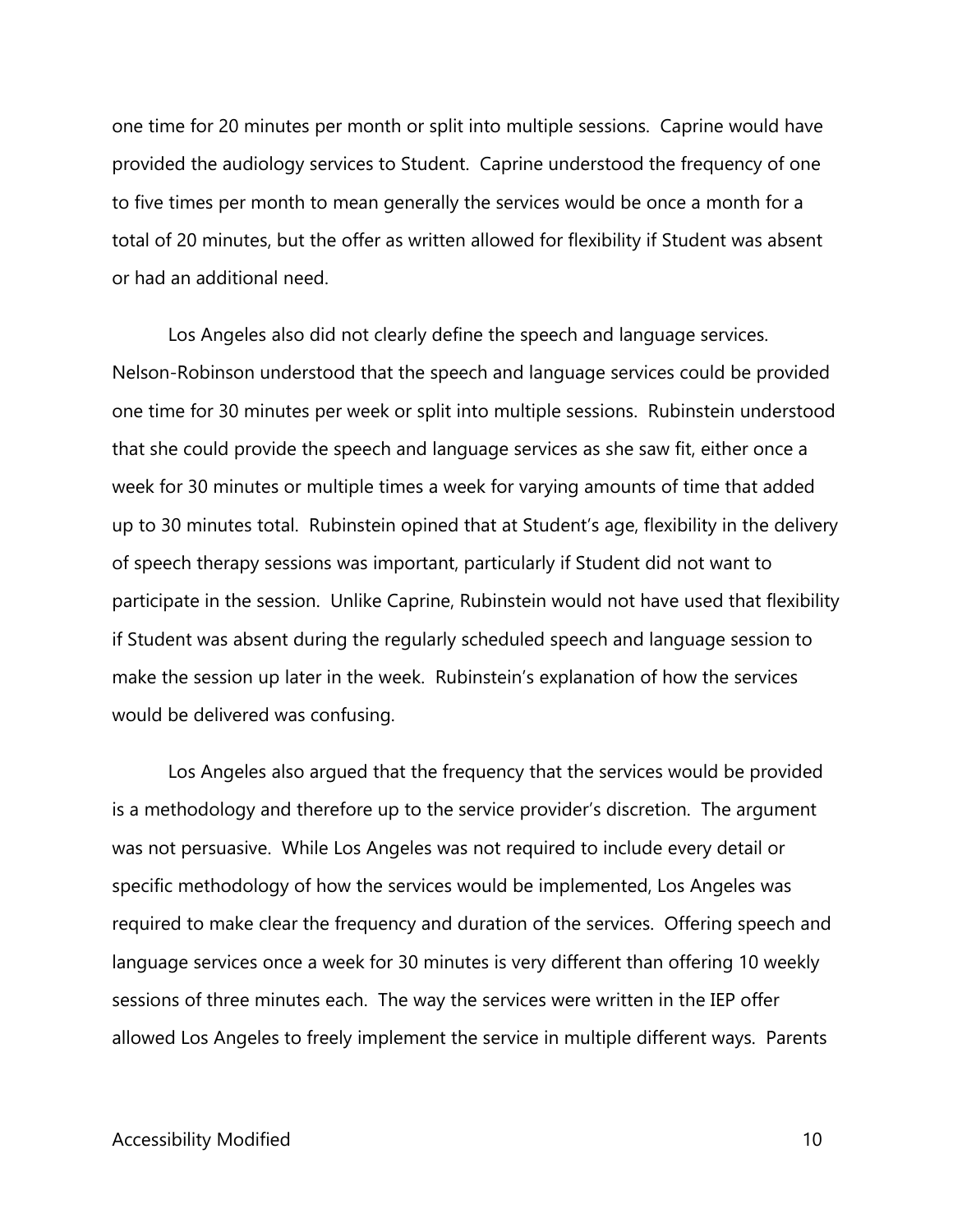one time for 20 minutes per month or split into multiple sessions. Caprine would have provided the audiology services to Student. Caprine understood the frequency of one to five times per month to mean generally the services would be once a month for a total of 20 minutes, but the offer as written allowed for flexibility if Student was absent or had an additional need.

Los Angeles also did not clearly define the speech and language services. Nelson-Robinson understood that the speech and language services could be provided one time for 30 minutes per week or split into multiple sessions. Rubinstein understood that she could provide the speech and language services as she saw fit, either once a week for 30 minutes or multiple times a week for varying amounts of time that added up to 30 minutes total. Rubinstein opined that at Student's age, flexibility in the delivery of speech therapy sessions was important, particularly if Student did not want to participate in the session. Unlike Caprine, Rubinstein would not have used that flexibility if Student was absent during the regularly scheduled speech and language session to make the session up later in the week. Rubinstein's explanation of how the services would be delivered was confusing.

Los Angeles also argued that the frequency that the services would be provided is a methodology and therefore up to the service provider's discretion. The argument was not persuasive. While Los Angeles was not required to include every detail or specific methodology of how the services would be implemented, Los Angeles was required to make clear the frequency and duration of the services. Offering speech and language services once a week for 30 minutes is very different than offering 10 weekly sessions of three minutes each. The way the services were written in the IEP offer allowed Los Angeles to freely implement the service in multiple different ways. Parents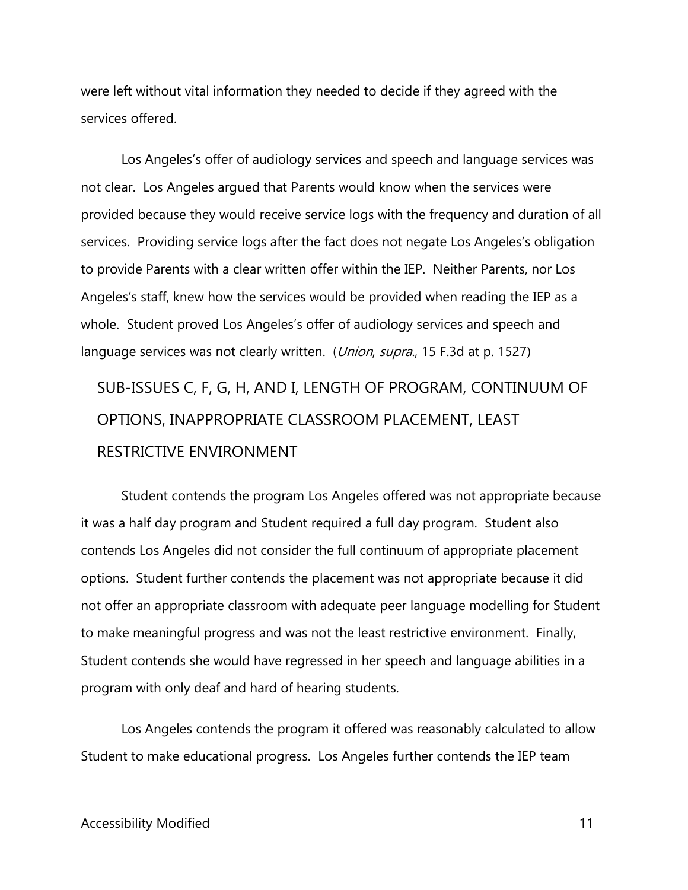were left without vital information they needed to decide if they agreed with the services offered.

Los Angeles's offer of audiology services and speech and language services was not clear. Los Angeles argued that Parents would know when the services were provided because they would receive service logs with the frequency and duration of all services. Providing service logs after the fact does not negate Los Angeles's obligation to provide Parents with a clear written offer within the IEP. Neither Parents, nor Los Angeles's staff, knew how the services would be provided when reading the IEP as a whole. Student proved Los Angeles's offer of audiology services and speech and language services was not clearly written. (*Union*, *supra*., 15 F.3d at p. 1527)

## SUB-ISSUES C, F, G, H, AND I, LENGTH OF PROGRAM, CONTINUUM OF OPTIONS, INAPPROPRIATE CLASSROOM PLACEMENT, LEAST RESTRICTIVE ENVIRONMENT

Student contends the program Los Angeles offered was not appropriate because it was a half day program and Student required a full day program. Student also contends Los Angeles did not consider the full continuum of appropriate placement options. Student further contends the placement was not appropriate because it did not offer an appropriate classroom with adequate peer language modelling for Student to make meaningful progress and was not the least restrictive environment. Finally, Student contends she would have regressed in her speech and language abilities in a program with only deaf and hard of hearing students.

Los Angeles contends the program it offered was reasonably calculated to allow Student to make educational progress. Los Angeles further contends the IEP team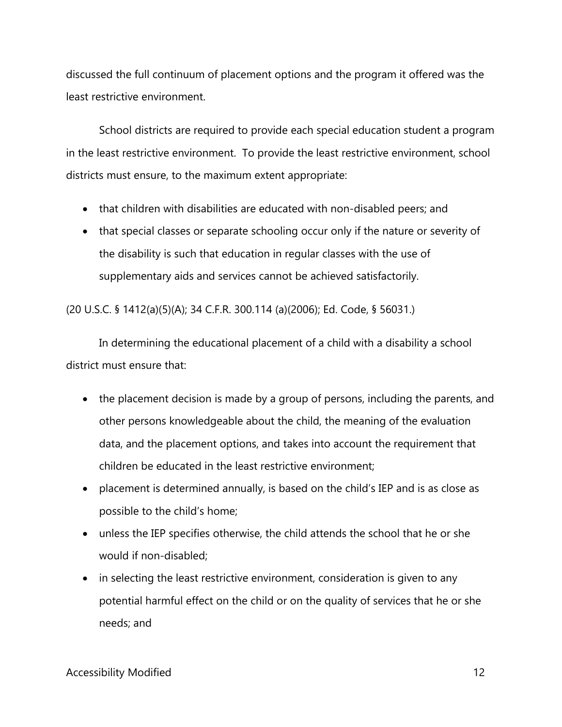discussed the full continuum of placement options and the program it offered was the least restrictive environment.

School districts are required to provide each special education student a program in the least restrictive environment. To provide the least restrictive environment, school districts must ensure, to the maximum extent appropriate:

- that children with disabilities are educated with non-disabled peers; and
- that special classes or separate schooling occur only if the nature or severity of the disability is such that education in regular classes with the use of supplementary aids and services cannot be achieved satisfactorily.

(20 U.S.C. § 1412(a)(5)(A); 34 C.F.R. 300.114 (a)(2006); Ed. Code, § 56031.)

In determining the educational placement of a child with a disability a school district must ensure that:

- the placement decision is made by a group of persons, including the parents, and other persons knowledgeable about the child, the meaning of the evaluation data, and the placement options, and takes into account the requirement that children be educated in the least restrictive environment;
- placement is determined annually, is based on the child's IEP and is as close as possible to the child's home;
- unless the IEP specifies otherwise, the child attends the school that he or she would if non-disabled;
- in selecting the least restrictive environment, consideration is given to any potential harmful effect on the child or on the quality of services that he or she needs; and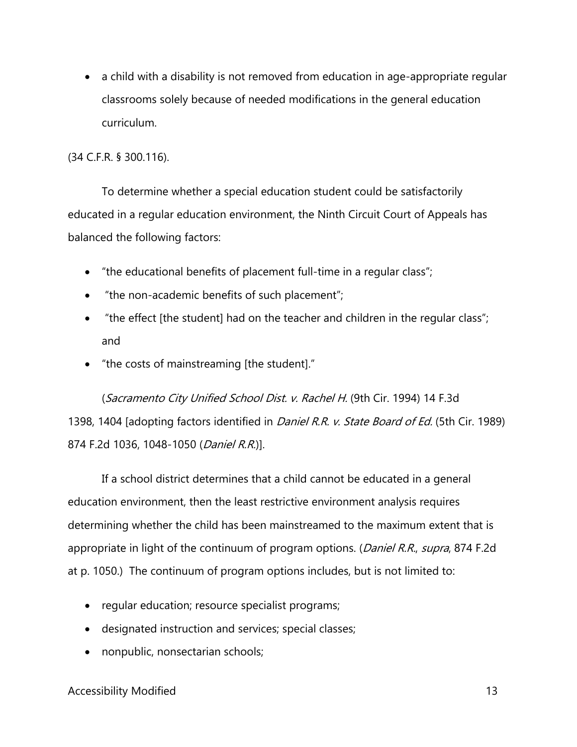- a child with a disability is not removed from education in age-appropriate regular classrooms solely because of needed modifications in the general education curriculum.

(34 C.F.R. § 300.116).

To determine whether a special education student could be satisfactorily educated in a regular education environment, the Ninth Circuit Court of Appeals has balanced the following factors:

- "the educational benefits of placement full-time in a regular class";
- "the non-academic benefits of such placement";
- "the effect [the student] had on the teacher and children in the regular class"; and
- "the costs of mainstreaming [the student]."

(*Sacramento City Unified School Dist. v. Rachel H.* (9th Cir. 1994) 14 F.3d 1398, 1404 [adopting factors identified in *Daniel R.R. v. State Board of Ed.* (5th Cir. 1989) 874 F.2d 1036, 1048-1050 (*Daniel R.R.*)].

If a school district determines that a child cannot be educated in a general education environment, then the least restrictive environment analysis requires determining whether the child has been mainstreamed to the maximum extent that is appropriate in light of the continuum of program options. (*Daniel R.R.*, *supra*, 874 F.2d at p. 1050.) The continuum of program options includes, but is not limited to:

- regular education; resource specialist programs;
- designated instruction and services; special classes;
- nonpublic, nonsectarian schools;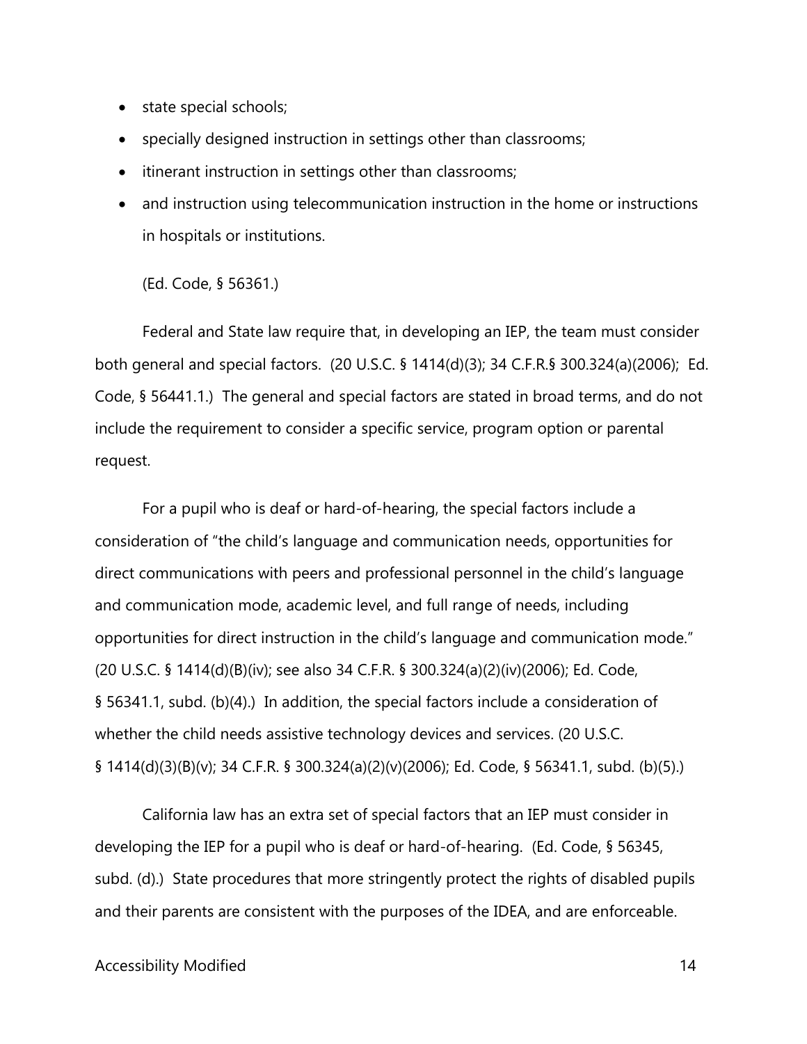- state special schools;
- specially designed instruction in settings other than classrooms;
- itinerant instruction in settings other than classrooms;
- and instruction using telecommunication instruction in the home or instructions in hospitals or institutions.

(Ed. Code, § 56361.)

Federal and State law require that, in developing an IEP, the team must consider both general and special factors. (20 U.S.C. § 1414(d)(3); 34 C.F.R.§ 300.324(a)(2006); Ed. Code, § 56441.1.) The general and special factors are stated in broad terms, and do not include the requirement to consider a specific service, program option or parental request.

For a pupil who is deaf or hard-of-hearing, the special factors include a consideration of "the child's language and communication needs, opportunities for direct communications with peers and professional personnel in the child's language and communication mode, academic level, and full range of needs, including opportunities for direct instruction in the child's language and communication mode." (20 U.S.C. § 1414(d)(B)(iv); see also 34 C.F.R. § 300.324(a)(2)(iv)(2006); Ed. Code, § 56341.1, subd. (b)(4).) In addition, the special factors include a consideration of whether the child needs assistive technology devices and services. (20 U.S.C. § 1414(d)(3)(B)(v); 34 C.F.R. § 300.324(a)(2)(v)(2006); Ed. Code, § 56341.1, subd. (b)(5).)

California law has an extra set of special factors that an IEP must consider in developing the IEP for a pupil who is deaf or hard-of-hearing. (Ed. Code, § 56345, subd. (d).) State procedures that more stringently protect the rights of disabled pupils and their parents are consistent with the purposes of the IDEA, and are enforceable.

Accessibility Modified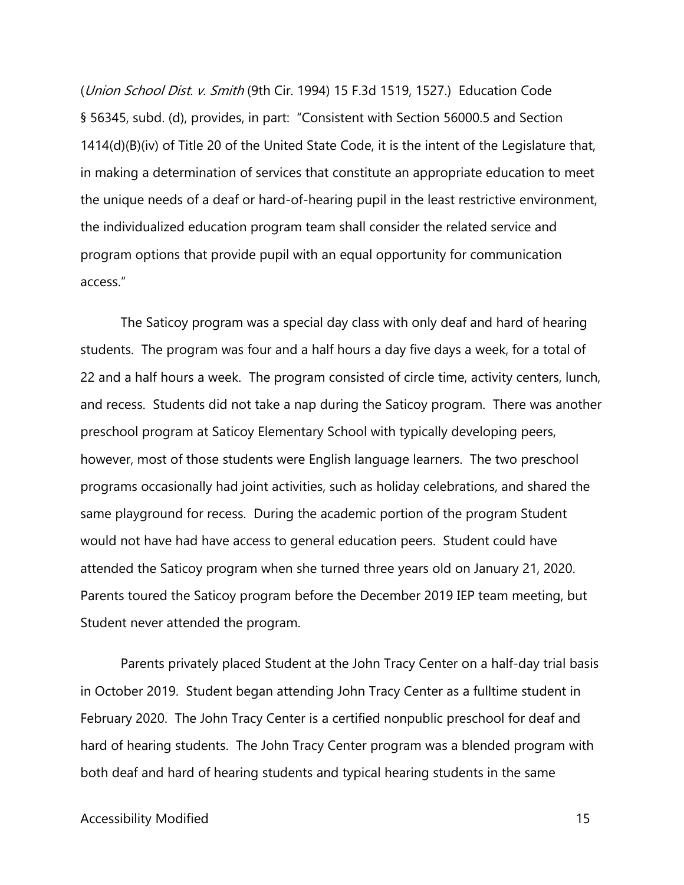(*Union School Dist. v. Smith* (9th Cir. 1994) 15 F.3d 1519, 1527.) Education Code § 56345, subd. (d), provides, in part: "Consistent with Section 56000.5 and Section 1414(d)(B)(iv) of Title 20 of the United State Code, it is the intent of the Legislature that, in making a determination of services that constitute an appropriate education to meet the unique needs of a deaf or hard-of-hearing pupil in the least restrictive environment, the individualized education program team shall consider the related service and program options that provide pupil with an equal opportunity for communication access."

The Saticoy program was a special day class with only deaf and hard of hearing students. The program was four and a half hours a day five days a week, for a total of 22 and a half hours a week. The program consisted of circle time, activity centers, lunch, and recess. Students did not take a nap during the Saticoy program. There was another preschool program at Saticoy Elementary School with typically developing peers, however, most of those students were English language learners. The two preschool programs occasionally had joint activities, such as holiday celebrations, and shared the same playground for recess. During the academic portion of the program Student would not have had have access to general education peers. Student could have attended the Saticoy program when she turned three years old on January 21, 2020. Parents toured the Saticoy program before the December 2019 IEP team meeting, but Student never attended the program.

Parents privately placed Student at the John Tracy Center on a half-day trial basis in October 2019. Student began attending John Tracy Center as a fulltime student in February 2020. The John Tracy Center is a certified nonpublic preschool for deaf and hard of hearing students. The John Tracy Center program was a blended program with both deaf and hard of hearing students and typical hearing students in the same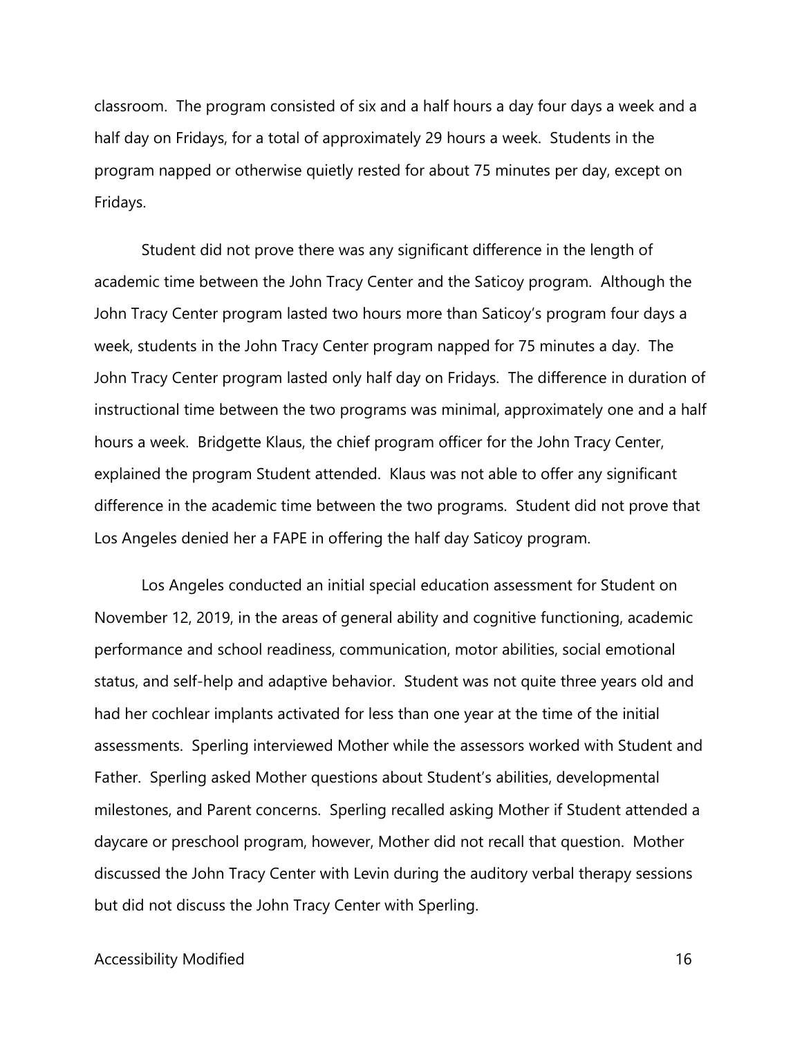classroom. The program consisted of six and a half hours a day four days a week and a half day on Fridays, for a total of approximately 29 hours a week. Students in the program napped or otherwise quietly rested for about 75 minutes per day, except on Fridays.

Student did not prove there was any significant difference in the length of academic time between the John Tracy Center and the Saticoy program. Although the John Tracy Center program lasted two hours more than Saticoy's program four days a week, students in the John Tracy Center program napped for 75 minutes a day. The John Tracy Center program lasted only half day on Fridays. The difference in duration of instructional time between the two programs was minimal, approximately one and a half hours a week. Bridgette Klaus, the chief program officer for the John Tracy Center, explained the program Student attended. Klaus was not able to offer any significant difference in the academic time between the two programs. Student did not prove that Los Angeles denied her a FAPE in offering the half day Saticoy program.

Los Angeles conducted an initial special education assessment for Student on November 12, 2019, in the areas of general ability and cognitive functioning, academic performance and school readiness, communication, motor abilities, social emotional status, and self-help and adaptive behavior. Student was not quite three years old and had her cochlear implants activated for less than one year at the time of the initial assessments. Sperling interviewed Mother while the assessors worked with Student and Father. Sperling asked Mother questions about Student's abilities, developmental milestones, and Parent concerns. Sperling recalled asking Mother if Student attended a daycare or preschool program, however, Mother did not recall that question. Mother discussed the John Tracy Center with Levin during the auditory verbal therapy sessions but did not discuss the John Tracy Center with Sperling.

Accessibility Modified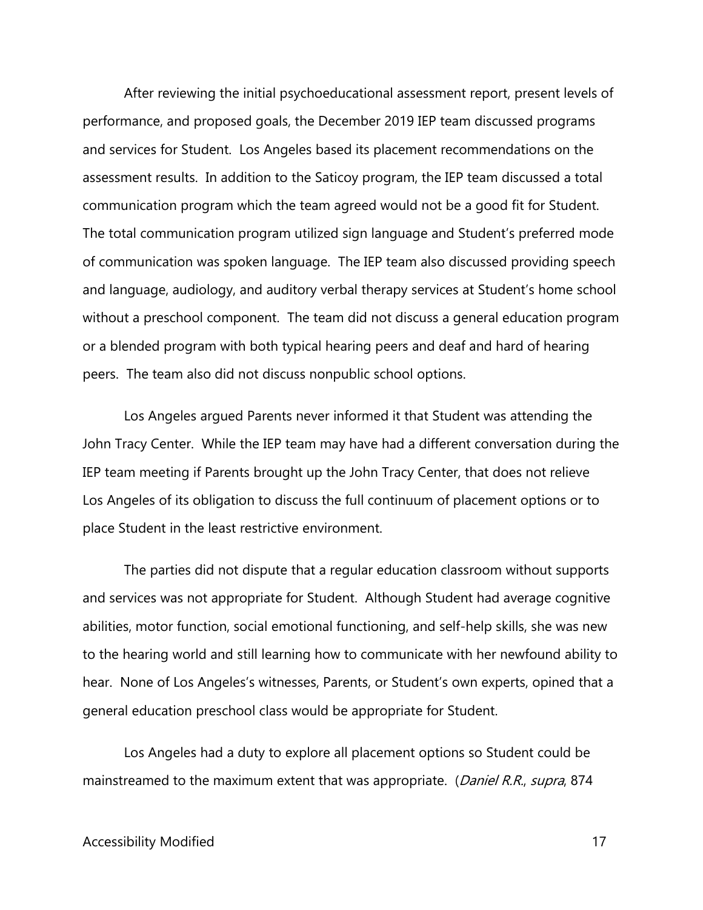After reviewing the initial psychoeducational assessment report, present levels of performance, and proposed goals, the December 2019 IEP team discussed programs and services for Student. Los Angeles based its placement recommendations on the assessment results. In addition to the Saticoy program, the IEP team discussed a total communication program which the team agreed would not be a good fit for Student. The total communication program utilized sign language and Student's preferred mode of communication was spoken language. The IEP team also discussed providing speech and language, audiology, and auditory verbal therapy services at Student's home school without a preschool component. The team did not discuss a general education program or a blended program with both typical hearing peers and deaf and hard of hearing peers. The team also did not discuss nonpublic school options.

Los Angeles argued Parents never informed it that Student was attending the John Tracy Center. While the IEP team may have had a different conversation during the IEP team meeting if Parents brought up the John Tracy Center, that does not relieve Los Angeles of its obligation to discuss the full continuum of placement options or to place Student in the least restrictive environment.

The parties did not dispute that a regular education classroom without supports and services was not appropriate for Student. Although Student had average cognitive abilities, motor function, social emotional functioning, and self-help skills, she was new to the hearing world and still learning how to communicate with her newfound ability to hear. None of Los Angeles's witnesses, Parents, or Student's own experts, opined that a general education preschool class would be appropriate for Student.

Los Angeles had a duty to explore all placement options so Student could be mainstreamed to the maximum extent that was appropriate. (*Daniel R.R.*, *supra*, 874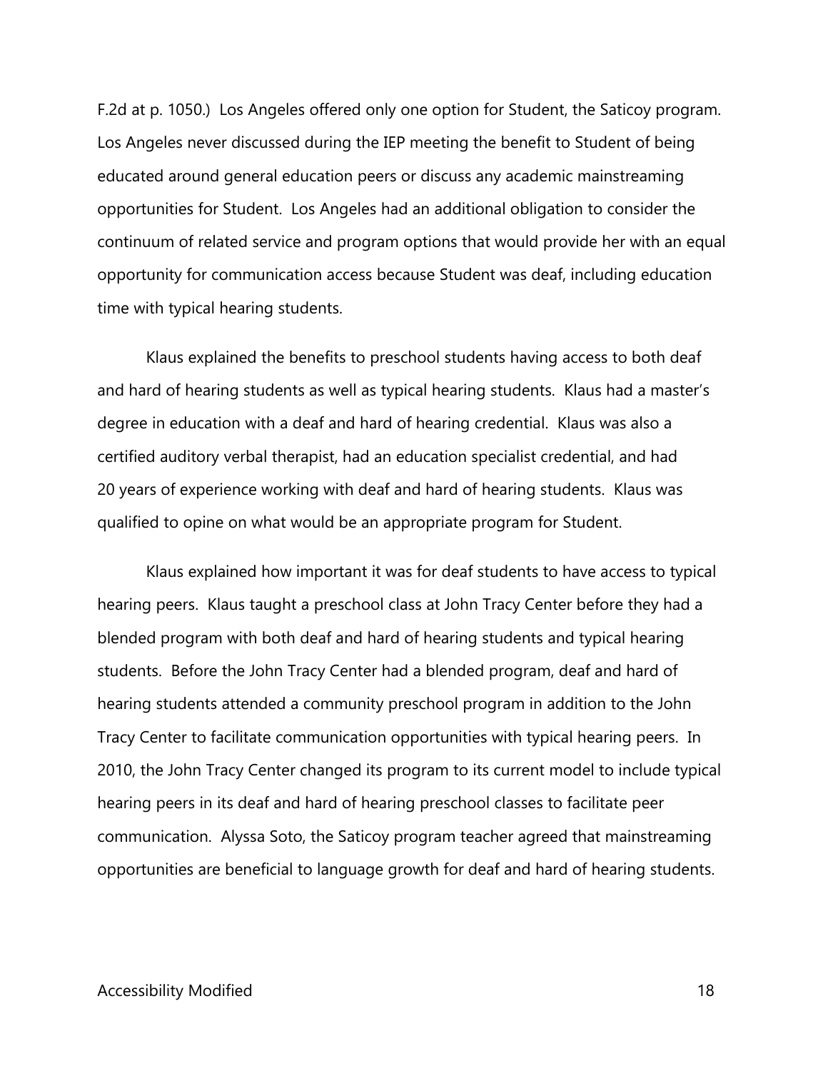F.2d at p. 1050.) Los Angeles offered only one option for Student, the Saticoy program. Los Angeles never discussed during the IEP meeting the benefit to Student of being educated around general education peers or discuss any academic mainstreaming opportunities for Student. Los Angeles had an additional obligation to consider the continuum of related service and program options that would provide her with an equal opportunity for communication access because Student was deaf, including education time with typical hearing students.

Klaus explained the benefits to preschool students having access to both deaf and hard of hearing students as well as typical hearing students. Klaus had a master's degree in education with a deaf and hard of hearing credential. Klaus was also a certified auditory verbal therapist, had an education specialist credential, and had 20 years of experience working with deaf and hard of hearing students. Klaus was qualified to opine on what would be an appropriate program for Student.

Klaus explained how important it was for deaf students to have access to typical hearing peers. Klaus taught a preschool class at John Tracy Center before they had a blended program with both deaf and hard of hearing students and typical hearing students. Before the John Tracy Center had a blended program, deaf and hard of hearing students attended a community preschool program in addition to the John Tracy Center to facilitate communication opportunities with typical hearing peers. In 2010, the John Tracy Center changed its program to its current model to include typical hearing peers in its deaf and hard of hearing preschool classes to facilitate peer communication. Alyssa Soto, the Saticoy program teacher agreed that mainstreaming opportunities are beneficial to language growth for deaf and hard of hearing students.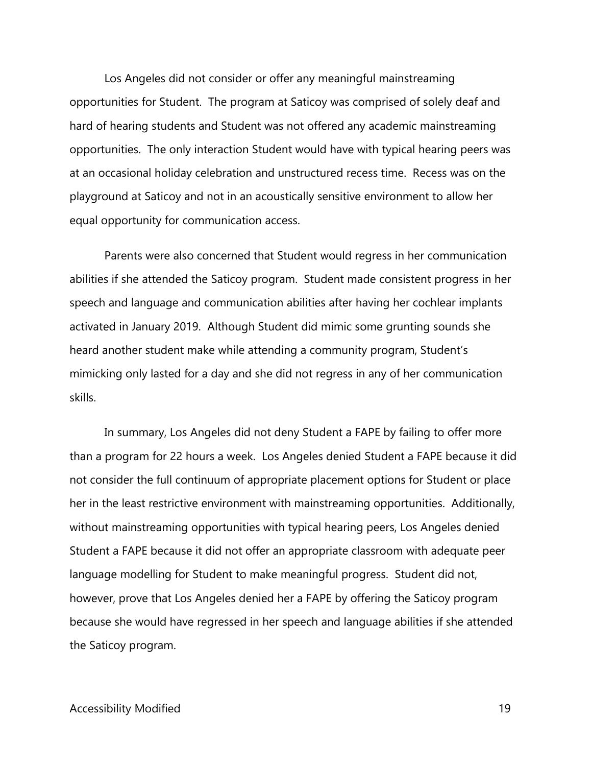Los Angeles did not consider or offer any meaningful mainstreaming opportunities for Student. The program at Saticoy was comprised of solely deaf and hard of hearing students and Student was not offered any academic mainstreaming opportunities. The only interaction Student would have with typical hearing peers was at an occasional holiday celebration and unstructured recess time. Recess was on the playground at Saticoy and not in an acoustically sensitive environment to allow her equal opportunity for communication access.

Parents were also concerned that Student would regress in her communication abilities if she attended the Saticoy program. Student made consistent progress in her speech and language and communication abilities after having her cochlear implants activated in January 2019. Although Student did mimic some grunting sounds she heard another student make while attending a community program, Student's mimicking only lasted for a day and she did not regress in any of her communication skills.

In summary, Los Angeles did not deny Student a FAPE by failing to offer more than a program for 22 hours a week. Los Angeles denied Student a FAPE because it did not consider the full continuum of appropriate placement options for Student or place her in the least restrictive environment with mainstreaming opportunities. Additionally, without mainstreaming opportunities with typical hearing peers, Los Angeles denied Student a FAPE because it did not offer an appropriate classroom with adequate peer language modelling for Student to make meaningful progress. Student did not, however, prove that Los Angeles denied her a FAPE by offering the Saticoy program because she would have regressed in her speech and language abilities if she attended the Saticoy program.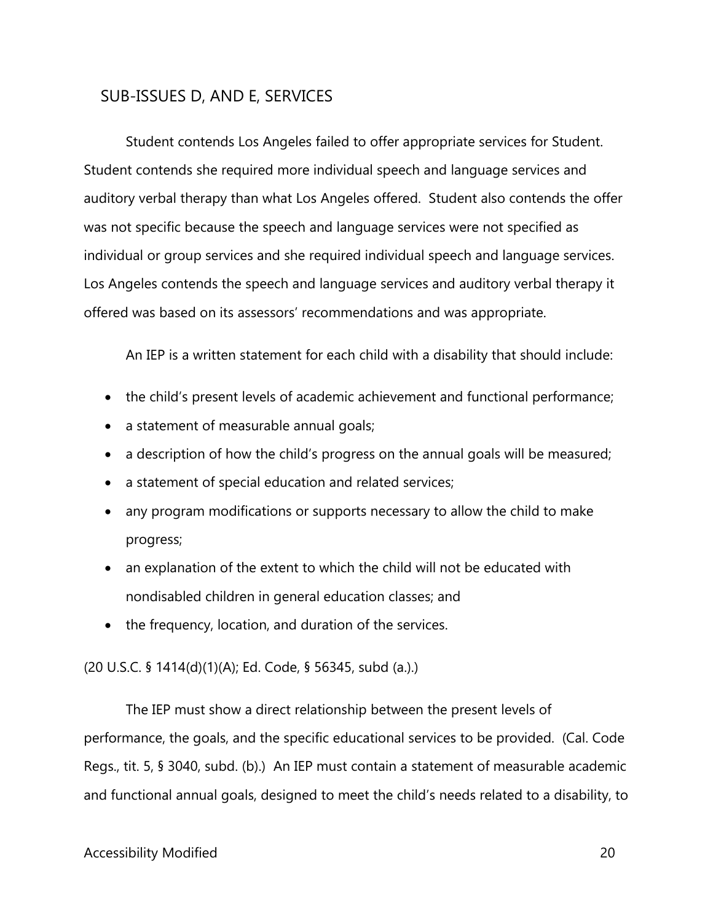## SUB-ISSUES D, AND E, SERVICES

Student contends Los Angeles failed to offer appropriate services for Student. Student contends she required more individual speech and language services and auditory verbal therapy than what Los Angeles offered. Student also contends the offer was not specific because the speech and language services were not specified as individual or group services and she required individual speech and language services. Los Angeles contends the speech and language services and auditory verbal therapy it offered was based on its assessors' recommendations and was appropriate.

An IEP is a written statement for each child with a disability that should include:

- the child's present levels of academic achievement and functional performance;
- a statement of measurable annual goals;
- a description of how the child's progress on the annual goals will be measured;
- a statement of special education and related services;
- any program modifications or supports necessary to allow the child to make progress;
- an explanation of the extent to which the child will not be educated with nondisabled children in general education classes; and
- the frequency, location, and duration of the services.

(20 U.S.C. § 1414(d)(1)(A); Ed. Code, § 56345, subd (a.).)

The IEP must show a direct relationship between the present levels of performance, the goals, and the specific educational services to be provided. (Cal. Code Regs., tit. 5, § 3040, subd. (b).) An IEP must contain a statement of measurable academic and functional annual goals, designed to meet the child's needs related to a disability, to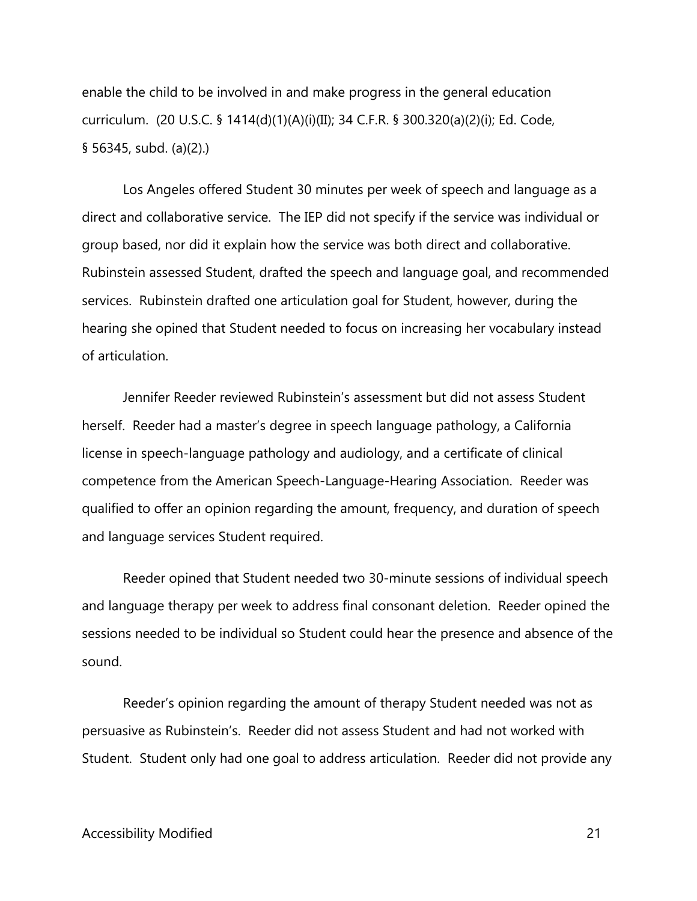enable the child to be involved in and make progress in the general education curriculum. (20 U.S.C. § 1414(d)(1)(A)(i)(II); 34 C.F.R. § 300.320(a)(2)(i); Ed. Code, § 56345, subd. (a)(2).)

Los Angeles offered Student 30 minutes per week of speech and language as a direct and collaborative service. The IEP did not specify if the service was individual or group based, nor did it explain how the service was both direct and collaborative. Rubinstein assessed Student, drafted the speech and language goal, and recommended services. Rubinstein drafted one articulation goal for Student, however, during the hearing she opined that Student needed to focus on increasing her vocabulary instead of articulation.

Jennifer Reeder reviewed Rubinstein's assessment but did not assess Student herself. Reeder had a master's degree in speech language pathology, a California license in speech-language pathology and audiology, and a certificate of clinical competence from the American Speech-Language-Hearing Association. Reeder was qualified to offer an opinion regarding the amount, frequency, and duration of speech and language services Student required.

Reeder opined that Student needed two 30-minute sessions of individual speech and language therapy per week to address final consonant deletion. Reeder opined the sessions needed to be individual so Student could hear the presence and absence of the sound.

Reeder's opinion regarding the amount of therapy Student needed was not as persuasive as Rubinstein's. Reeder did not assess Student and had not worked with Student. Student only had one goal to address articulation. Reeder did not provide any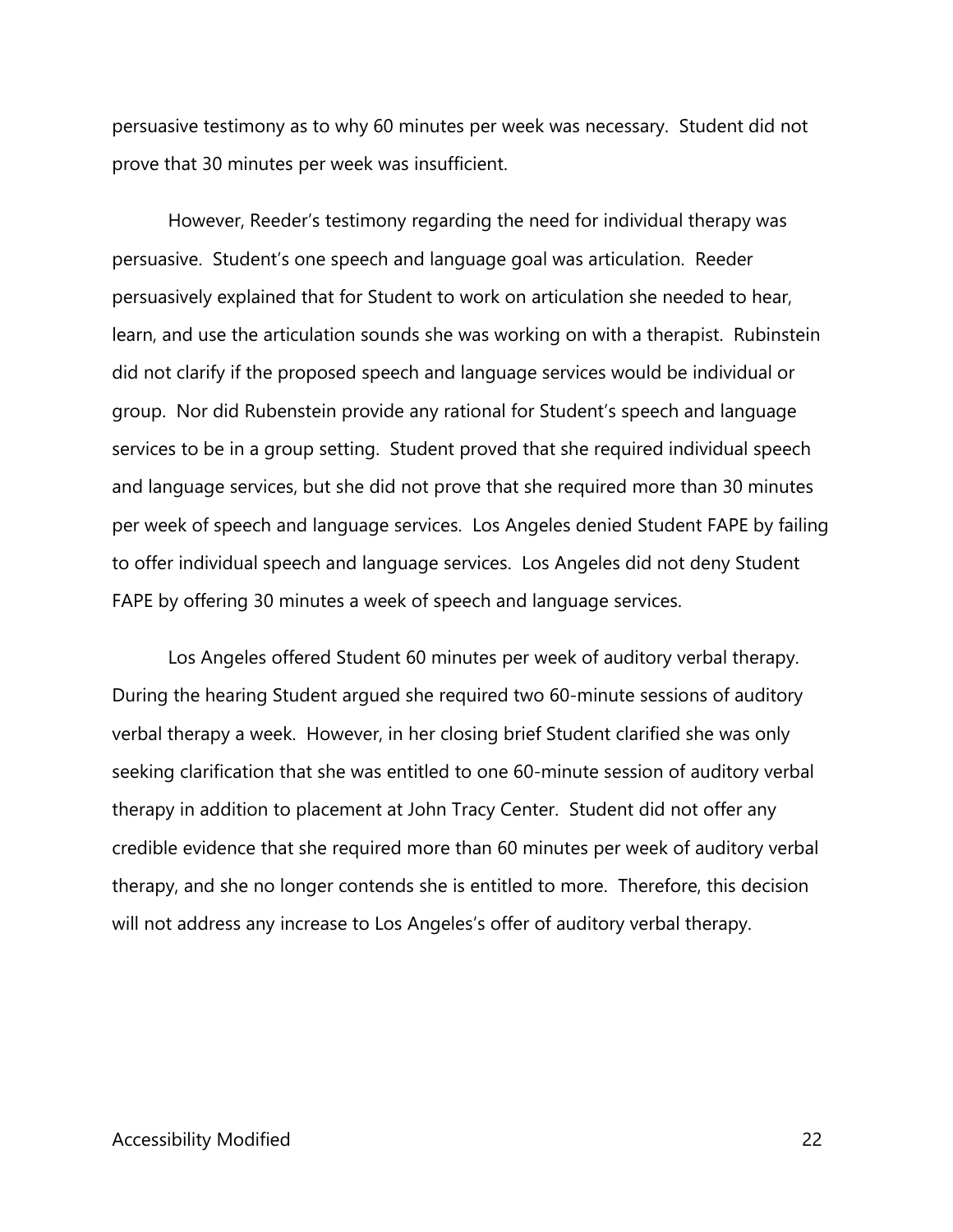persuasive testimony as to why 60 minutes per week was necessary. Student did not prove that 30 minutes per week was insufficient.

However, Reeder's testimony regarding the need for individual therapy was persuasive. Student's one speech and language goal was articulation. Reeder persuasively explained that for Student to work on articulation she needed to hear, learn, and use the articulation sounds she was working on with a therapist. Rubinstein did not clarify if the proposed speech and language services would be individual or group. Nor did Rubenstein provide any rational for Student's speech and language services to be in a group setting. Student proved that she required individual speech and language services, but she did not prove that she required more than 30 minutes per week of speech and language services. Los Angeles denied Student FAPE by failing to offer individual speech and language services. Los Angeles did not deny Student FAPE by offering 30 minutes a week of speech and language services.

Los Angeles offered Student 60 minutes per week of auditory verbal therapy. During the hearing Student argued she required two 60-minute sessions of auditory verbal therapy a week. However, in her closing brief Student clarified she was only seeking clarification that she was entitled to one 60-minute session of auditory verbal therapy in addition to placement at John Tracy Center. Student did not offer any credible evidence that she required more than 60 minutes per week of auditory verbal therapy, and she no longer contends she is entitled to more. Therefore, this decision will not address any increase to Los Angeles's offer of auditory verbal therapy.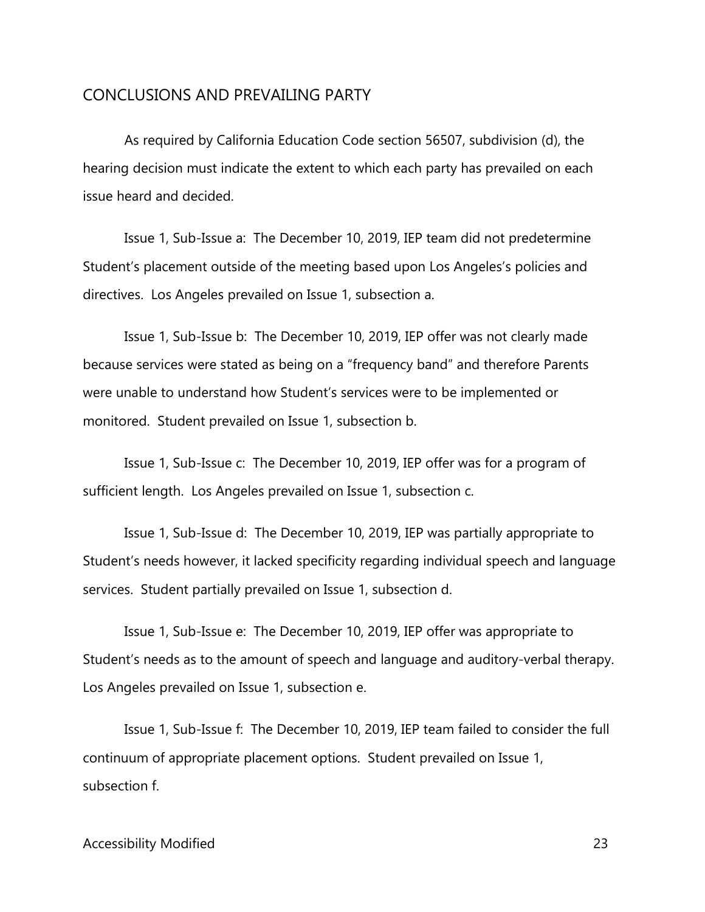## CONCLUSIONS AND PREVAILING PARTY

As required by California Education Code section 56507, subdivision (d), the hearing decision must indicate the extent to which each party has prevailed on each issue heard and decided.

Issue 1, Sub-Issue a: The December 10, 2019, IEP team did not predetermine Student's placement outside of the meeting based upon Los Angeles's policies and directives. Los Angeles prevailed on Issue 1, subsection a.

Issue 1, Sub-Issue b: The December 10, 2019, IEP offer was not clearly made because services were stated as being on a "frequency band" and therefore Parents were unable to understand how Student's services were to be implemented or monitored. Student prevailed on Issue 1, subsection b.

Issue 1, Sub-Issue c: The December 10, 2019, IEP offer was for a program of sufficient length. Los Angeles prevailed on Issue 1, subsection c.

Issue 1, Sub-Issue d: The December 10, 2019, IEP was partially appropriate to Student's needs however, it lacked specificity regarding individual speech and language services. Student partially prevailed on Issue 1, subsection d.

Issue 1, Sub-Issue e: The December 10, 2019, IEP offer was appropriate to Student's needs as to the amount of speech and language and auditory-verbal therapy. Los Angeles prevailed on Issue 1, subsection e.

Issue 1, Sub-Issue f: The December 10, 2019, IEP team failed to consider the full continuum of appropriate placement options. Student prevailed on Issue 1, subsection f.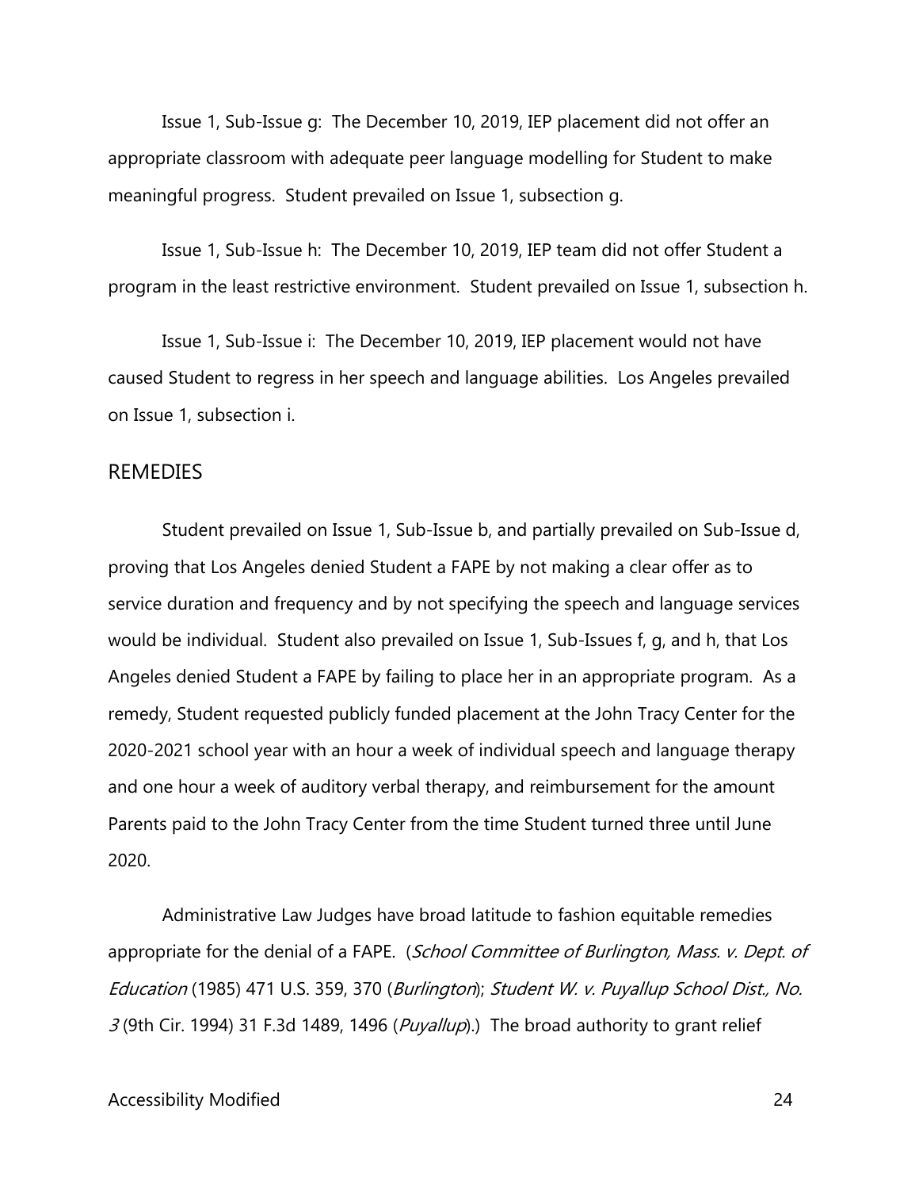Issue 1, Sub-Issue g: The December 10, 2019, IEP placement did not offer an appropriate classroom with adequate peer language modelling for Student to make meaningful progress. Student prevailed on Issue 1, subsection g.

Issue 1, Sub-Issue h: The December 10, 2019, IEP team did not offer Student a program in the least restrictive environment. Student prevailed on Issue 1, subsection h.

Issue 1, Sub-Issue i: The December 10, 2019, IEP placement would not have caused Student to regress in her speech and language abilities. Los Angeles prevailed on Issue 1, subsection i.

## REMEDIES

Student prevailed on Issue 1, Sub-Issue b, and partially prevailed on Sub-Issue d, proving that Los Angeles denied Student a FAPE by not making a clear offer as to service duration and frequency and by not specifying the speech and language services would be individual. Student also prevailed on Issue 1, Sub-Issues f, g, and h, that Los Angeles denied Student a FAPE by failing to place her in an appropriate program. As a remedy, Student requested publicly funded placement at the John Tracy Center for the 2020-2021 school year with an hour a week of individual speech and language therapy and one hour a week of auditory verbal therapy, and reimbursement for the amount Parents paid to the John Tracy Center from the time Student turned three until June 2020.

Administrative Law Judges have broad latitude to fashion equitable remedies appropriate for the denial of a FAPE. (*School Committee of Burlington, Mass. v. Dept. of Education* (1985) 471 U.S. 359, 370 (*Burlington*); *Student W. v. Puyallup School Dist., No. 3* (9th Cir. 1994) 31 F.3d 1489, 1496 (*Puyallup*).) The broad authority to grant relief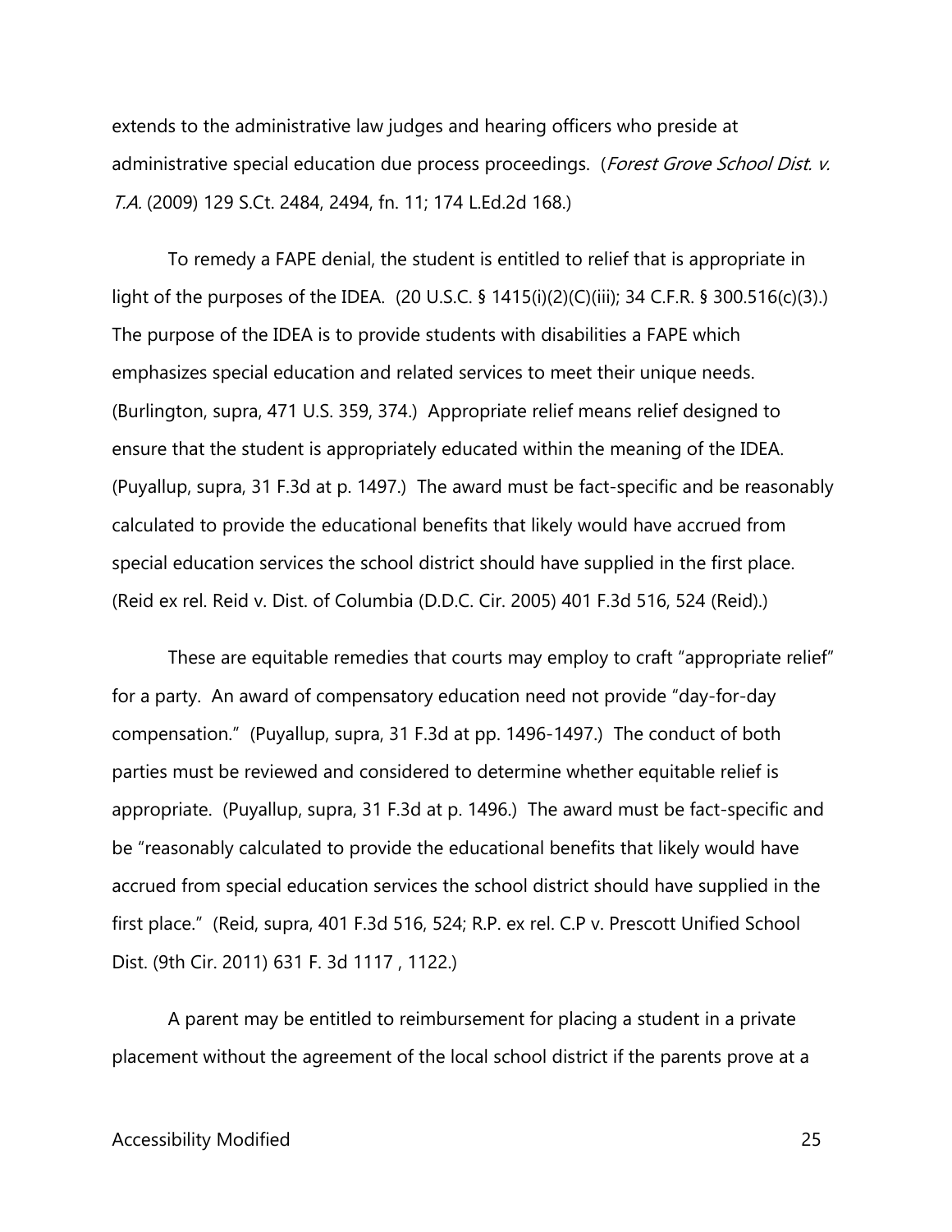extends to the administrative law judges and hearing officers who preside at administrative special education due process proceedings. (*Forest Grove School Dist. v. T.A.* (2009) 129 S.Ct. 2484, 2494, fn. 11; 174 L.Ed.2d 168.)

To remedy a FAPE denial, the student is entitled to relief that is appropriate in light of the purposes of the IDEA. (20 U.S.C. § 1415(i)(2)(C)(iii); 34 C.F.R. § 300.516(c)(3).) The purpose of the IDEA is to provide students with disabilities a FAPE which emphasizes special education and related services to meet their unique needs. (Burlington, supra, 471 U.S. 359, 374.) Appropriate relief means relief designed to ensure that the student is appropriately educated within the meaning of the IDEA. (Puyallup, supra, 31 F.3d at p. 1497.) The award must be fact-specific and be reasonably calculated to provide the educational benefits that likely would have accrued from special education services the school district should have supplied in the first place. (Reid ex rel. Reid v. Dist. of Columbia (D.D.C. Cir. 2005) 401 F.3d 516, 524 (Reid).)

These are equitable remedies that courts may employ to craft "appropriate relief" for a party. An award of compensatory education need not provide "day-for-day compensation." (Puyallup, supra, 31 F.3d at pp. 1496-1497.) The conduct of both parties must be reviewed and considered to determine whether equitable relief is appropriate. (Puyallup, supra, 31 F.3d at p. 1496.) The award must be fact-specific and be "reasonably calculated to provide the educational benefits that likely would have accrued from special education services the school district should have supplied in the first place." (Reid, supra, 401 F.3d 516, 524; R.P. ex rel. C.P v. Prescott Unified School Dist. (9th Cir. 2011) 631 F. 3d 1117 , 1122.)

A parent may be entitled to reimbursement for placing a student in a private placement without the agreement of the local school district if the parents prove at a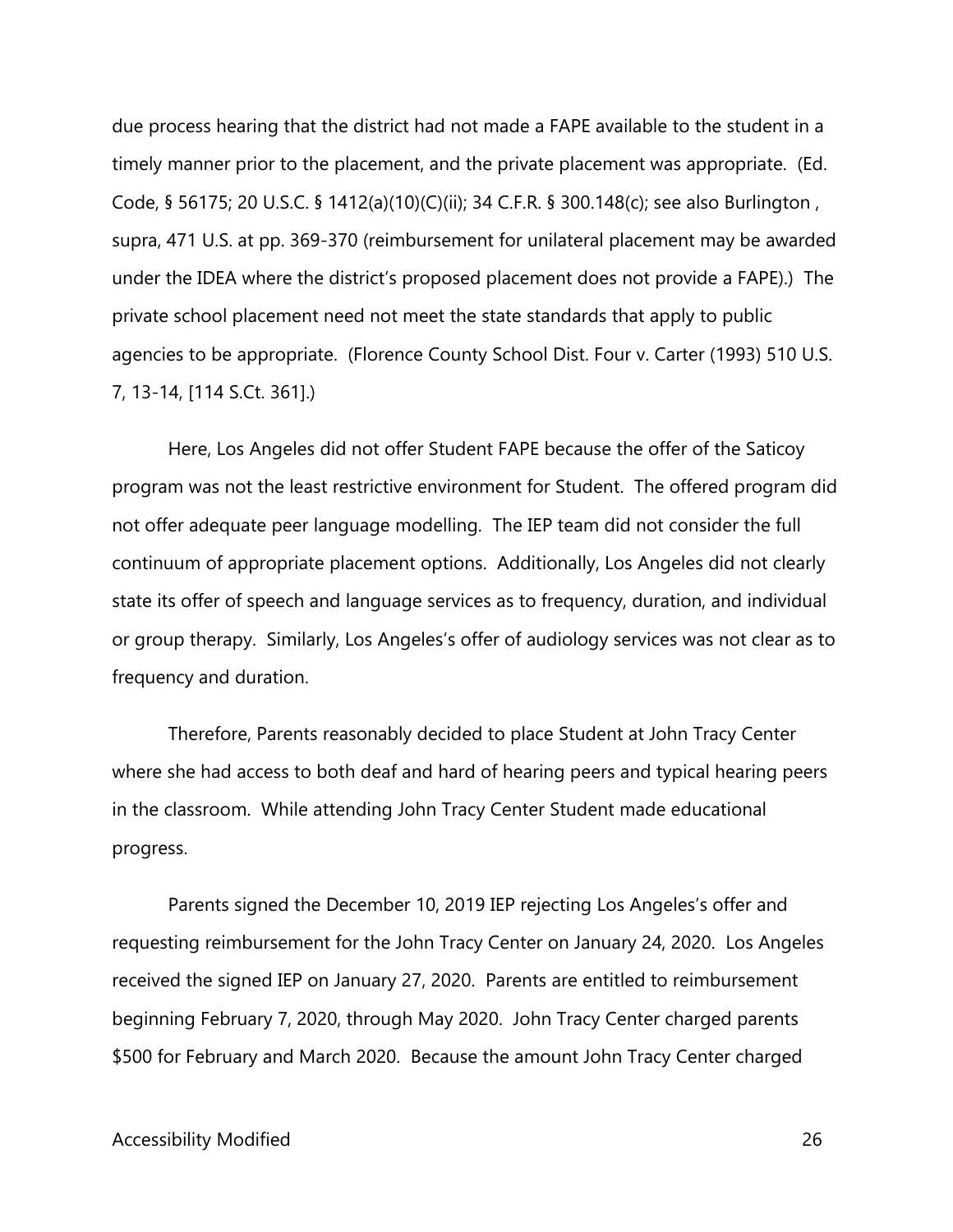due process hearing that the district had not made a FAPE available to the student in a timely manner prior to the placement, and the private placement was appropriate. (Ed. Code, § 56175; 20 U.S.C. § 1412(a)(10)(C)(ii); 34 C.F.R. § 300.148(c); see also Burlington , supra, 471 U.S. at pp. 369-370 (reimbursement for unilateral placement may be awarded under the IDEA where the district's proposed placement does not provide a FAPE).) The private school placement need not meet the state standards that apply to public agencies to be appropriate. (Florence County School Dist. Four v. Carter (1993) 510 U.S. 7, 13-14, [114 S.Ct. 361].)

Here, Los Angeles did not offer Student FAPE because the offer of the Saticoy program was not the least restrictive environment for Student. The offered program did not offer adequate peer language modelling. The IEP team did not consider the full continuum of appropriate placement options. Additionally, Los Angeles did not clearly state its offer of speech and language services as to frequency, duration, and individual or group therapy. Similarly, Los Angeles's offer of audiology services was not clear as to frequency and duration.

Therefore, Parents reasonably decided to place Student at John Tracy Center where she had access to both deaf and hard of hearing peers and typical hearing peers in the classroom. While attending John Tracy Center Student made educational progress.

Parents signed the December 10, 2019 IEP rejecting Los Angeles's offer and requesting reimbursement for the John Tracy Center on January 24, 2020. Los Angeles received the signed IEP on January 27, 2020. Parents are entitled to reimbursement beginning February 7, 2020, through May 2020. John Tracy Center charged parents $500 for February and March 2020. Because the amount John Tracy Center charged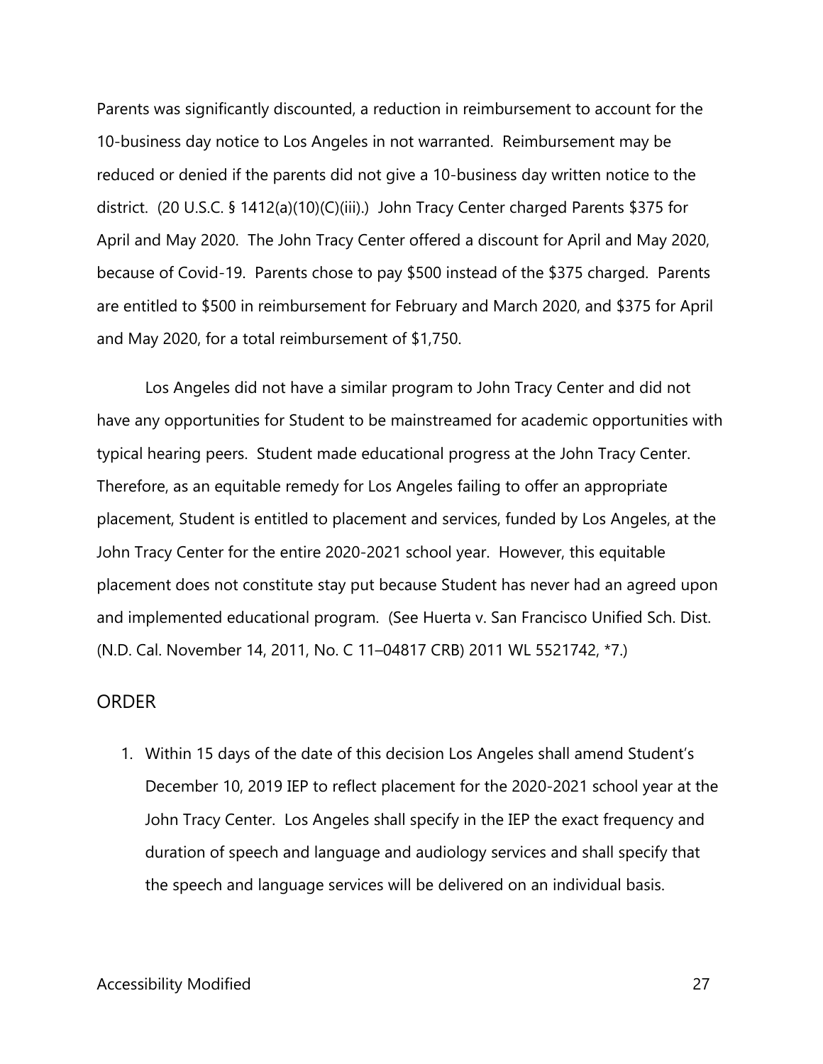Parents was significantly discounted, a reduction in reimbursement to account for the 10-business day notice to Los Angeles in not warranted. Reimbursement may be reduced or denied if the parents did not give a 10-business day written notice to the district. (20 U.S.C. § 1412(a)(10)(C)(iii).) John Tracy Center charged Parents $375 for April and May 2020. The John Tracy Center offered a discount for April and May 2020, because of Covid-19. Parents chose to pay $500 instead of the $375 charged. Parents are entitled to $500 in reimbursement for February and March 2020, and $375 for April and May 2020, for a total reimbursement of $1,750.

Los Angeles did not have a similar program to John Tracy Center and did not have any opportunities for Student to be mainstreamed for academic opportunities with typical hearing peers. Student made educational progress at the John Tracy Center. Therefore, as an equitable remedy for Los Angeles failing to offer an appropriate placement, Student is entitled to placement and services, funded by Los Angeles, at the John Tracy Center for the entire 2020-2021 school year. However, this equitable placement does not constitute stay put because Student has never had an agreed upon and implemented educational program. (See Huerta v. San Francisco Unified Sch. Dist. (N.D. Cal. November 14, 2011, No. C 11–04817 CRB) 2011 WL 5521742, *7.)

## ORDER

1. Within 15 days of the date of this decision Los Angeles shall amend Student's December 10, 2019 IEP to reflect placement for the 2020-2021 school year at the John Tracy Center. Los Angeles shall specify in the IEP the exact frequency and duration of speech and language and audiology services and shall specify that the speech and language services will be delivered on an individual basis.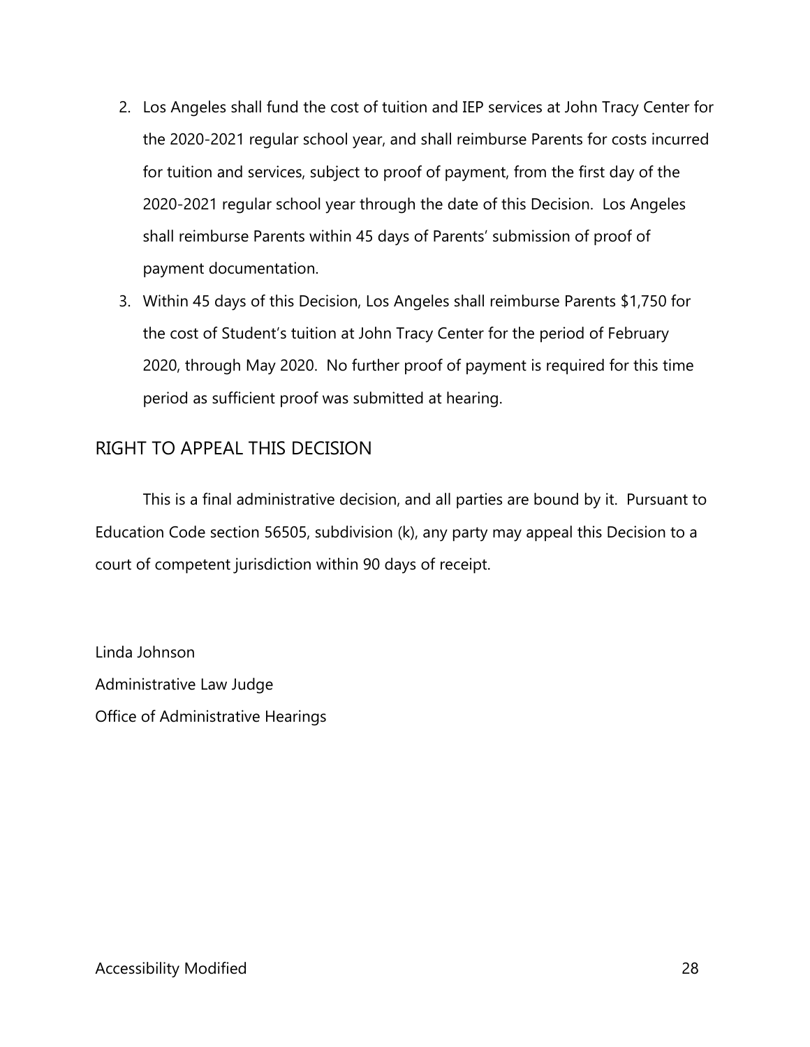2. Los Angeles shall fund the cost of tuition and IEP services at John Tracy Center for the 2020-2021 regular school year, and shall reimburse Parents for costs incurred for tuition and services, subject to proof of payment, from the first day of the 2020-2021 regular school year through the date of this Decision. Los Angeles shall reimburse Parents within 45 days of Parents' submission of proof of payment documentation.
3. Within 45 days of this Decision, Los Angeles shall reimburse Parents $1,750 for the cost of Student's tuition at John Tracy Center for the period of February 2020, through May 2020. No further proof of payment is required for this time period as sufficient proof was submitted at hearing.

## RIGHT TO APPEAL THIS DECISION

This is a final administrative decision, and all parties are bound by it. Pursuant to Education Code section 56505, subdivision (k), any party may appeal this Decision to a court of competent jurisdiction within 90 days of receipt.

Linda Johnson

Administrative Law Judge

Office of Administrative Hearings

Accessibility Modified